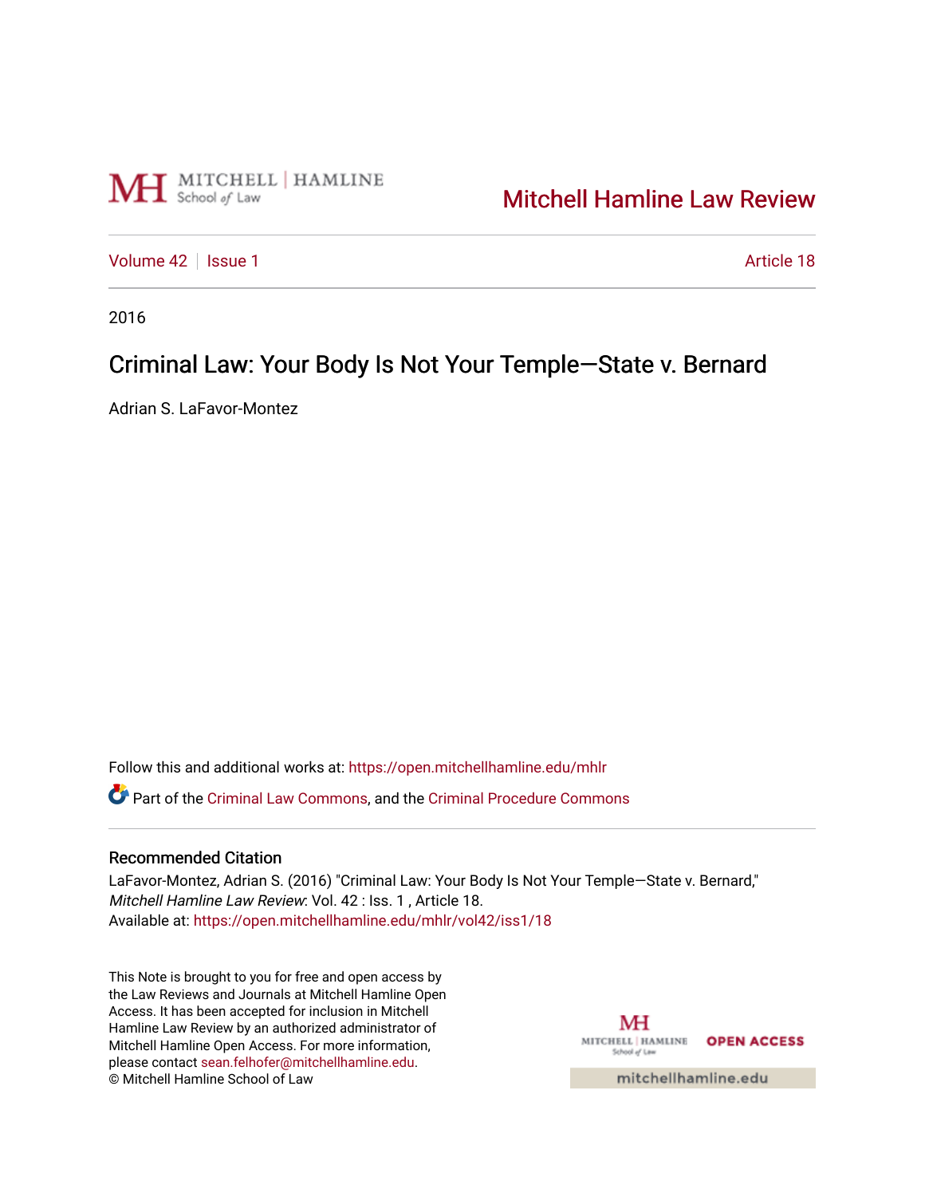Mitchell Hamline Law Review

Volume 42 | Issue 1 | Article 18

2016

# Criminal Law: Your Body Is Not Your Temple—State v. Bernard

Adrian S. LaFavor-Montez

Follow this and additional works at: https://open.mitchellhamline.edu/mhlr

Part of the Criminal Law Commons, and the Criminal Procedure Commons

## Recommended Citation

LaFavor-Montez, Adrian S. (2016) "Criminal Law: Your Body Is Not Your Temple—State v. Bernard," *Mitchell Hamline Law Review*: Vol. 42 : Iss. 1 , Article 18.
Available at: https://open.mitchellhamline.edu/mhlr/vol42/iss1/18

This Note is brought to you for free and open access by the Law Reviews and Journals at Mitchell Hamline Open Access. It has been accepted for inclusion in Mitchell Hamline Law Review by an authorized administrator of Mitchell Hamline Open Access. For more information, please contact sean.felhofer@mitchellhamline.edu.
© Mitchell Hamline School of Law

OPEN ACCESS

mitchellhamline.edu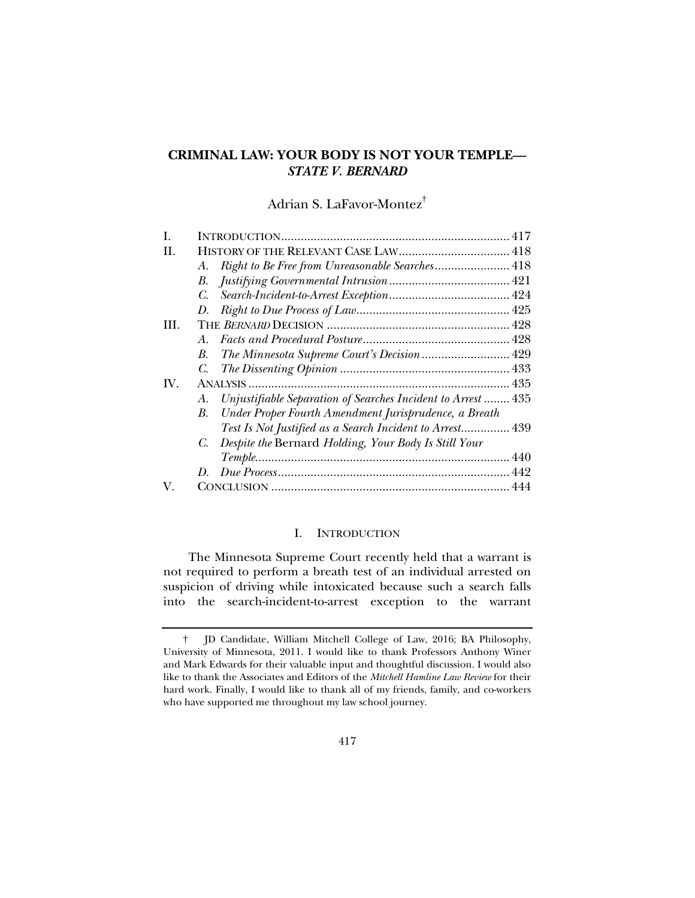# CRIMINAL LAW: YOUR BODY IS NOT YOUR TEMPLE—*STATE V. BERNARD*

Adrian S. LaFavor-Montez[†]

| | | |
|---|---|---|
| I. | INTRODUCTION | 417 |
| II. | HISTORY OF THE RELEVANT CASE LAW | 418 |
| | A. *Right to Be Free from Unreasonable Searches* | 418 |
| | B. *Justifying Governmental Intrusion* | 421 |
| | C. *Search-Incident-to-Arrest Exception* | 424 |
| | D. *Right to Due Process of Law* | 425 |
| III. | THE *BERNARD* DECISION | 428 |
| | A. *Facts and Procedural Posture* | 428 |
| | B. *The Minnesota Supreme Court's Decision* | 429 |
| | C. *The Dissenting Opinion* | 433 |
| IV. | ANALYSIS | 435 |
| | A. *Unjustifiable Separation of Searches Incident to Arrest* | 435 |
| | B. *Under Proper Fourth Amendment Jurisprudence, a Breath Test Is Not Justified as a Search Incident to Arrest* | 439 |
| | C. *Despite the* Bernard *Holding, Your Body Is Still Your Temple* | 440 |
| | D. *Due Process* | 442 |
| V. | CONCLUSION | 444 |

## I. INTRODUCTION

The Minnesota Supreme Court recently held that a warrant is not required to perform a breath test of an individual arrested on suspicion of driving while intoxicated because such a search falls into the search-incident-to-arrest exception to the warrant

---

† JD Candidate, William Mitchell College of Law, 2016; BA Philosophy, University of Minnesota, 2011. I would like to thank Professors Anthony Winer and Mark Edwards for their valuable input and thoughtful discussion. I would also like to thank the Associates and Editors of the *Mitchell Hamline Law Review* for their hard work. Finally, I would like to thank all of my friends, family, and co-workers who have supported me throughout my law school journey.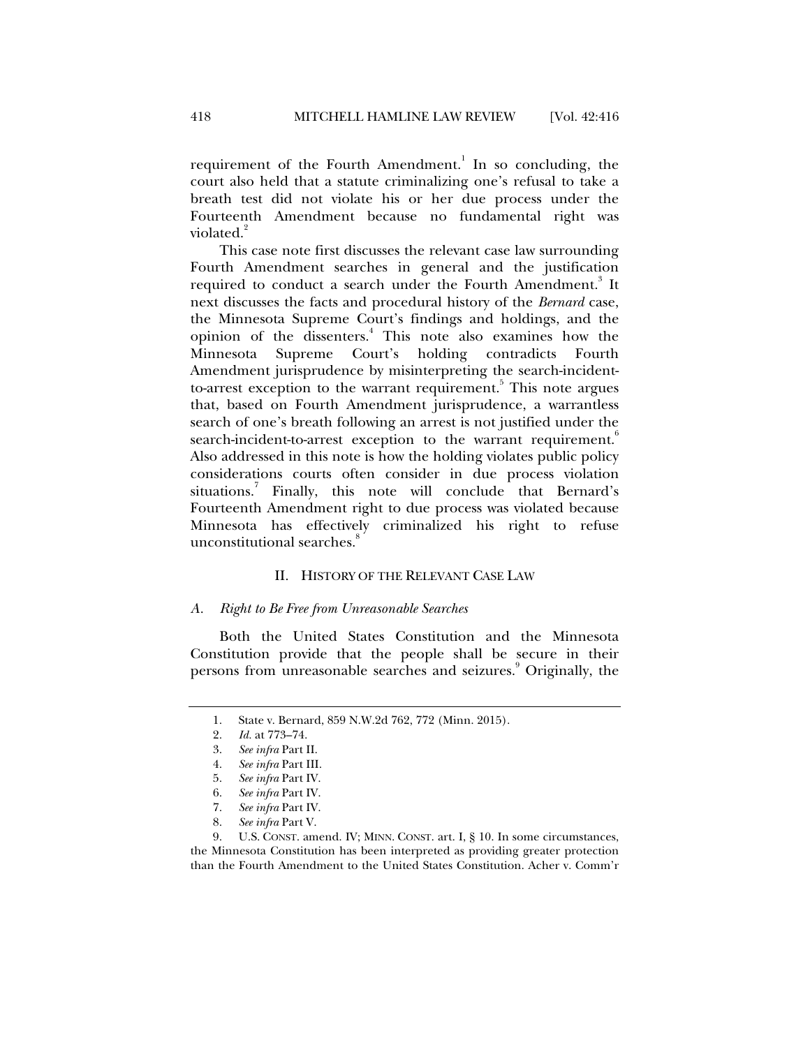requirement of the Fourth Amendment.[1] In so concluding, the court also held that a statute criminalizing one's refusal to take a breath test did not violate his or her due process under the Fourteenth Amendment because no fundamental right was violated.[2]

This case note first discusses the relevant case law surrounding Fourth Amendment searches in general and the justification required to conduct a search under the Fourth Amendment.[3] It next discusses the facts and procedural history of the *Bernard* case, the Minnesota Supreme Court's findings and holdings, and the opinion of the dissenters.[4] This note also examines how the Minnesota Supreme Court's holding contradicts Fourth Amendment jurisprudence by misinterpreting the search-incident-to-arrest exception to the warrant requirement.[5] This note argues that, based on Fourth Amendment jurisprudence, a warrantless search of one's breath following an arrest is not justified under the search-incident-to-arrest exception to the warrant requirement.[6] Also addressed in this note is how the holding violates public policy considerations courts often consider in due process violation situations.[7] Finally, this note will conclude that Bernard's Fourteenth Amendment right to due process was violated because Minnesota has effectively criminalized his right to refuse unconstitutional searches.[8]

## II. HISTORY OF THE RELEVANT CASE LAW

### *A. Right to Be Free from Unreasonable Searches*

Both the United States Constitution and the Minnesota Constitution provide that the people shall be secure in their persons from unreasonable searches and seizures.[9] Originally, the

---

1. State v. Bernard, 859 N.W.2d 762, 772 (Minn. 2015).
2. *Id.* at 773–74.
3. *See infra* Part II.
4. *See infra* Part III.
5. *See infra* Part IV.
6. *See infra* Part IV.
7. *See infra* Part IV.
8. *See infra* Part V.
9. U.S. CONST. amend. IV; MINN. CONST. art. I, § 10. In some circumstances, the Minnesota Constitution has been interpreted as providing greater protection than the Fourth Amendment to the United States Constitution. Acher v. Comm'r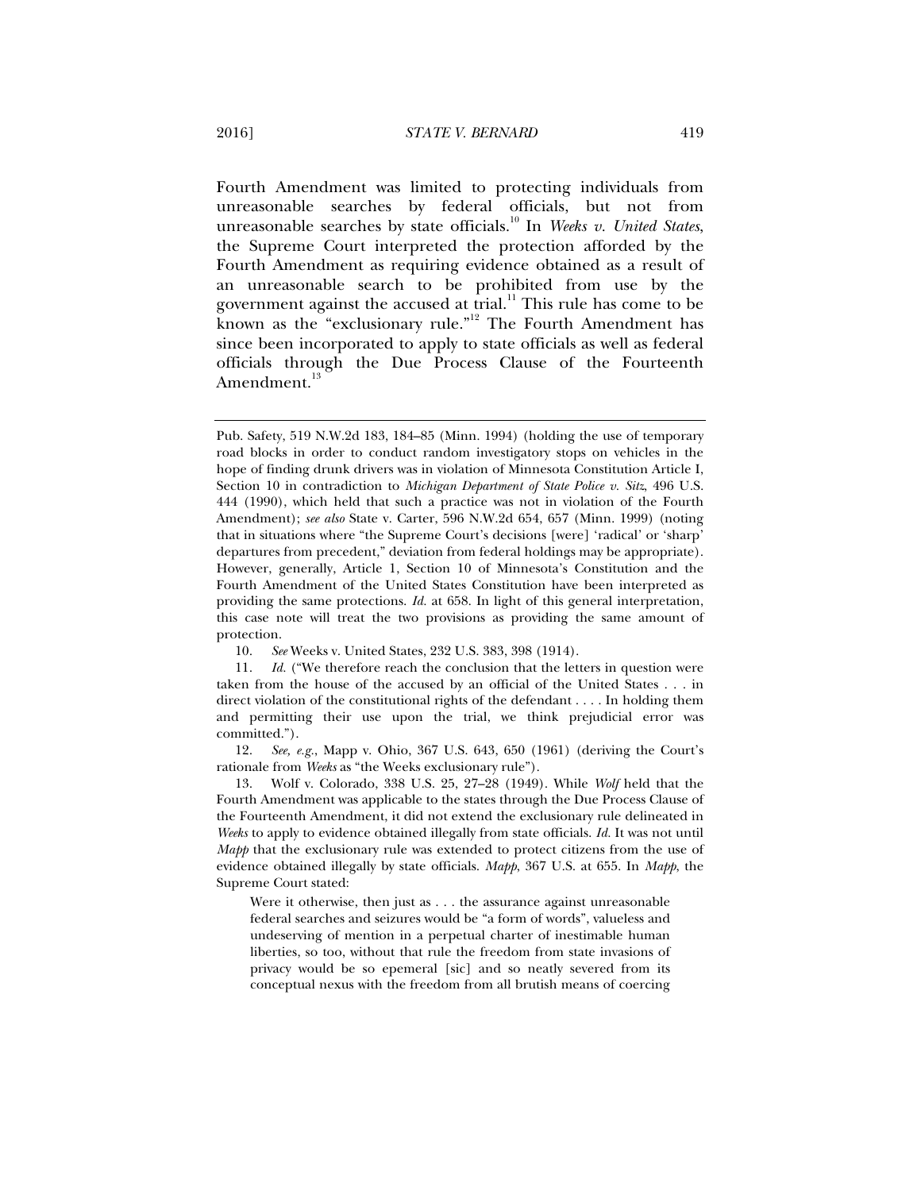Fourth Amendment was limited to protecting individuals from unreasonable searches by federal officials, but not from unreasonable searches by state officials.[10] In *Weeks v. United States*, the Supreme Court interpreted the protection afforded by the Fourth Amendment as requiring evidence obtained as a result of an unreasonable search to be prohibited from use by the government against the accused at trial.[11] This rule has come to be known as the "exclusionary rule."[12] The Fourth Amendment has since been incorporated to apply to state officials as well as federal officials through the Due Process Clause of the Fourteenth Amendment.[13]

---

Pub. Safety, 519 N.W.2d 183, 184–85 (Minn. 1994) (holding the use of temporary road blocks in order to conduct random investigatory stops on vehicles in the hope of finding drunk drivers was in violation of Minnesota Constitution Article I, Section 10 in contradiction to *Michigan Department of State Police v. Sitz*, 496 U.S. 444 (1990), which held that such a practice was not in violation of the Fourth Amendment); *see also* State v. Carter, 596 N.W.2d 654, 657 (Minn. 1999) (noting that in situations where "the Supreme Court's decisions [were] 'radical' or 'sharp' departures from precedent," deviation from federal holdings may be appropriate). However, generally, Article 1, Section 10 of Minnesota's Constitution and the Fourth Amendment of the United States Constitution have been interpreted as providing the same protections. *Id.* at 658. In light of this general interpretation, this case note will treat the two provisions as providing the same amount of protection.

10. *See* Weeks v. United States, 232 U.S. 383, 398 (1914).

11. *Id.* ("We therefore reach the conclusion that the letters in question were taken from the house of the accused by an official of the United States . . . in direct violation of the constitutional rights of the defendant . . . . In holding them and permitting their use upon the trial, we think prejudicial error was committed.").

12. *See, e.g.*, Mapp v. Ohio, 367 U.S. 643, 650 (1961) (deriving the Court's rationale from *Weeks* as "the Weeks exclusionary rule").

13. Wolf v. Colorado, 338 U.S. 25, 27–28 (1949). While *Wolf* held that the Fourth Amendment was applicable to the states through the Due Process Clause of the Fourteenth Amendment, it did not extend the exclusionary rule delineated in *Weeks* to apply to evidence obtained illegally from state officials. *Id.* It was not until *Mapp* that the exclusionary rule was extended to protect citizens from the use of evidence obtained illegally by state officials. *Mapp*, 367 U.S. at 655. In *Mapp*, the Supreme Court stated:

> Were it otherwise, then just as . . . the assurance against unreasonable federal searches and seizures would be "a form of words", valueless and undeserving of mention in a perpetual charter of inestimable human liberties, so too, without that rule the freedom from state invasions of privacy would be so epemeral [sic] and so neatly severed from its conceptual nexus with the freedom from all brutish means of coercing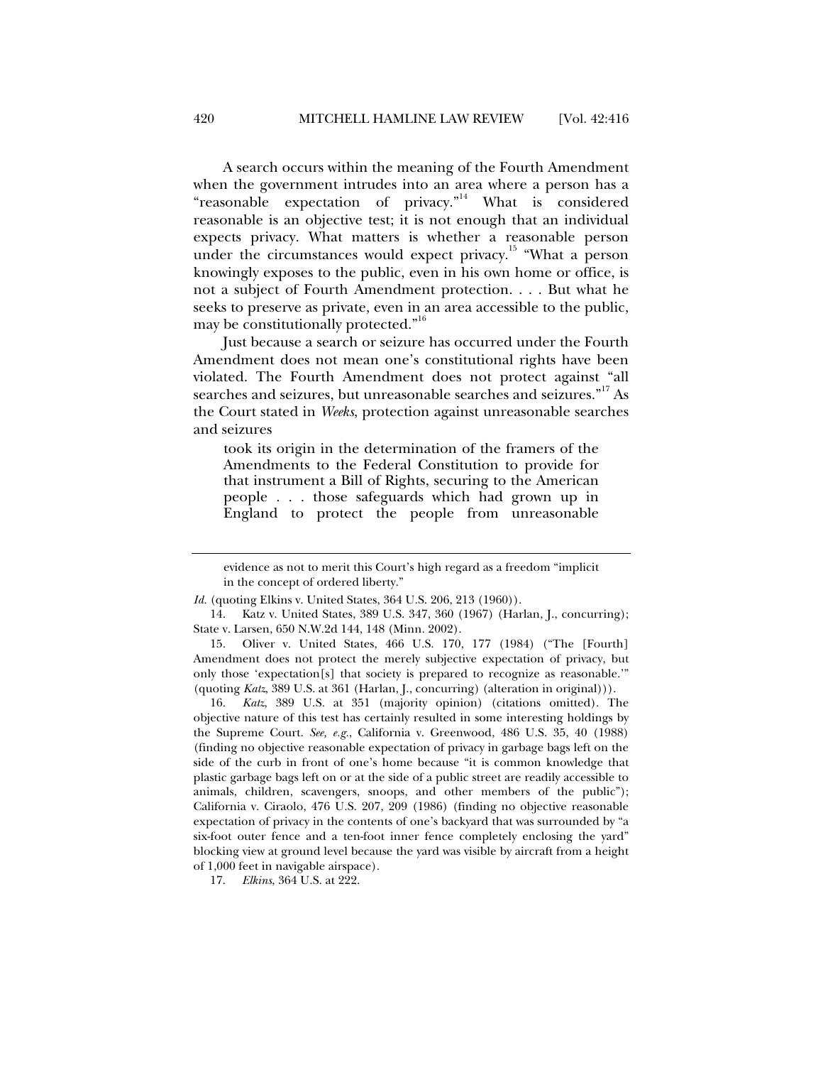A search occurs within the meaning of the Fourth Amendment when the government intrudes into an area where a person has a "reasonable expectation of privacy."[14] What is considered reasonable is an objective test; it is not enough that an individual expects privacy. What matters is whether a reasonable person under the circumstances would expect privacy.[15] "What a person knowingly exposes to the public, even in his own home or office, is not a subject of Fourth Amendment protection. . . . But what he seeks to preserve as private, even in an area accessible to the public, may be constitutionally protected."[16]

Just because a search or seizure has occurred under the Fourth Amendment does not mean one's constitutional rights have been violated. The Fourth Amendment does not protect against "all searches and seizures, but unreasonable searches and seizures."[17] As the Court stated in *Weeks*, protection against unreasonable searches and seizures

> took its origin in the determination of the framers of the Amendments to the Federal Constitution to provide for that instrument a Bill of Rights, securing to the American people . . . those safeguards which had grown up in England to protect the people from unreasonable

---

> evidence as not to merit this Court's high regard as a freedom "implicit in the concept of ordered liberty."

*Id.* (quoting Elkins v. United States, 364 U.S. 206, 213 (1960)).

14. Katz v. United States, 389 U.S. 347, 360 (1967) (Harlan, J., concurring); State v. Larsen, 650 N.W.2d 144, 148 (Minn. 2002).

15. Oliver v. United States, 466 U.S. 170, 177 (1984) ("The [Fourth] Amendment does not protect the merely subjective expectation of privacy, but only those 'expectation[s] that society is prepared to recognize as reasonable.'" (quoting *Katz*, 389 U.S. at 361 (Harlan, J., concurring) (alteration in original))).

16. *Katz*, 389 U.S. at 351 (majority opinion) (citations omitted). The objective nature of this test has certainly resulted in some interesting holdings by the Supreme Court. *See, e.g.*, California v. Greenwood, 486 U.S. 35, 40 (1988) (finding no objective reasonable expectation of privacy in garbage bags left on the side of the curb in front of one's home because "it is common knowledge that plastic garbage bags left on or at the side of a public street are readily accessible to animals, children, scavengers, snoops, and other members of the public"); California v. Ciraolo, 476 U.S. 207, 209 (1986) (finding no objective reasonable expectation of privacy in the contents of one's backyard that was surrounded by "a six-foot outer fence and a ten-foot inner fence completely enclosing the yard" blocking view at ground level because the yard was visible by aircraft from a height of 1,000 feet in navigable airspace).

17. *Elkins*, 364 U.S. at 222.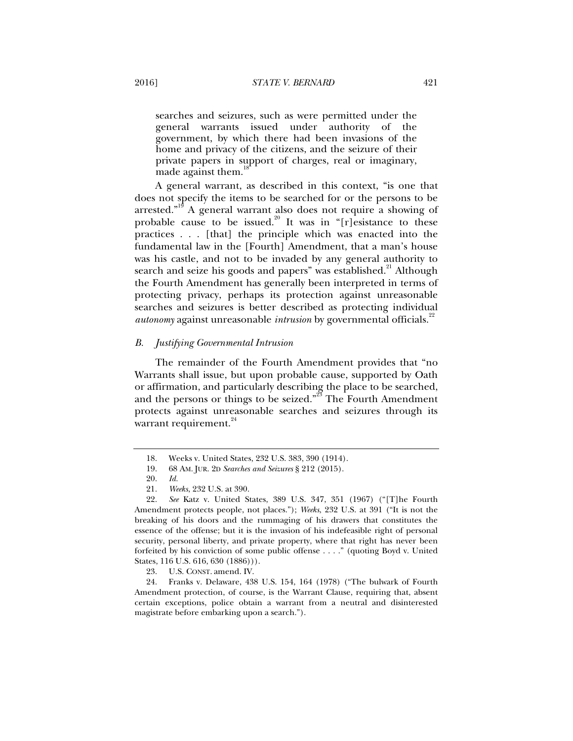> searches and seizures, such as were permitted under the general warrants issued under authority of the government, by which there had been invasions of the home and privacy of the citizens, and the seizure of their private papers in support of charges, real or imaginary, made against them.[18]

A general warrant, as described in this context, "is one that does not specify the items to be searched for or the persons to be arrested."[19] A general warrant also does not require a showing of probable cause to be issued.[20] It was in "[r]esistance to these practices . . . [that] the principle which was enacted into the fundamental law in the [Fourth] Amendment, that a man's house was his castle, and not to be invaded by any general authority to search and seize his goods and papers" was established.[21] Although the Fourth Amendment has generally been interpreted in terms of protecting privacy, perhaps its protection against unreasonable searches and seizures is better described as protecting individual *autonomy* against unreasonable *intrusion* by governmental officials.[22]

### *B. Justifying Governmental Intrusion*

The remainder of the Fourth Amendment provides that "no Warrants shall issue, but upon probable cause, supported by Oath or affirmation, and particularly describing the place to be searched, and the persons or things to be seized."[23] The Fourth Amendment protects against unreasonable searches and seizures through its warrant requirement.[24]

---

18. Weeks v. United States, 232 U.S. 383, 390 (1914).

19. 68 AM. JUR. 2D *Searches and Seizures* § 212 (2015).

20. *Id.*

21. *Weeks*, 232 U.S. at 390.

22. *See* Katz v. United States, 389 U.S. 347, 351 (1967) ("[T]he Fourth Amendment protects people, not places."); *Weeks*, 232 U.S. at 391 ("It is not the breaking of his doors and the rummaging of his drawers that constitutes the essence of the offense; but it is the invasion of his indefeasible right of personal security, personal liberty, and private property, where that right has never been forfeited by his conviction of some public offense . . . ." (quoting Boyd v. United States, 116 U.S. 616, 630 (1886))).

23. U.S. CONST. amend. IV.

24. Franks v. Delaware, 438 U.S. 154, 164 (1978) ("The bulwark of Fourth Amendment protection, of course, is the Warrant Clause, requiring that, absent certain exceptions, police obtain a warrant from a neutral and disinterested magistrate before embarking upon a search.").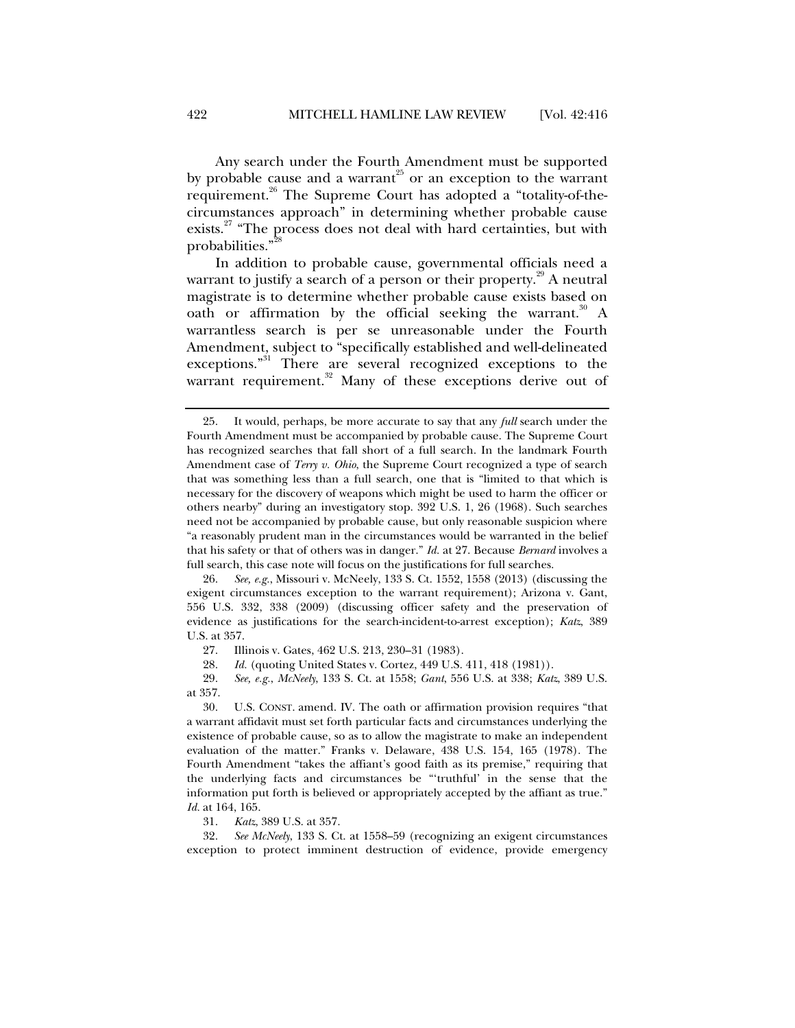Any search under the Fourth Amendment must be supported by probable cause and a warrant[25] or an exception to the warrant requirement.[26] The Supreme Court has adopted a "totality-of-the-circumstances approach" in determining whether probable cause exists.[27] "The process does not deal with hard certainties, but with probabilities."[28]

In addition to probable cause, governmental officials need a warrant to justify a search of a person or their property.[29] A neutral magistrate is to determine whether probable cause exists based on oath or affirmation by the official seeking the warrant.[30] A warrantless search is per se unreasonable under the Fourth Amendment, subject to "specifically established and well-delineated exceptions."[31] There are several recognized exceptions to the warrant requirement.[32] Many of these exceptions derive out of

---

25. It would, perhaps, be more accurate to say that any *full* search under the Fourth Amendment must be accompanied by probable cause. The Supreme Court has recognized searches that fall short of a full search. In the landmark Fourth Amendment case of *Terry v. Ohio*, the Supreme Court recognized a type of search that was something less than a full search, one that is "limited to that which is necessary for the discovery of weapons which might be used to harm the officer or others nearby" during an investigatory stop. 392 U.S. 1, 26 (1968). Such searches need not be accompanied by probable cause, but only reasonable suspicion where "a reasonably prudent man in the circumstances would be warranted in the belief that his safety or that of others was in danger." *Id.* at 27. Because *Bernard* involves a full search, this case note will focus on the justifications for full searches.

26. *See, e.g.*, Missouri v. McNeely, 133 S. Ct. 1552, 1558 (2013) (discussing the exigent circumstances exception to the warrant requirement); Arizona v. Gant, 556 U.S. 332, 338 (2009) (discussing officer safety and the preservation of evidence as justifications for the search-incident-to-arrest exception); *Katz*, 389 U.S. at 357.

27. Illinois v. Gates, 462 U.S. 213, 230–31 (1983).

28. *Id.* (quoting United States v. Cortez, 449 U.S. 411, 418 (1981)).

29. *See, e.g.*, *McNeely*, 133 S. Ct. at 1558; *Gant*, 556 U.S. at 338; *Katz*, 389 U.S. at 357.

30. U.S. CONST. amend. IV. The oath or affirmation provision requires "that a warrant affidavit must set forth particular facts and circumstances underlying the existence of probable cause, so as to allow the magistrate to make an independent evaluation of the matter." Franks v. Delaware, 438 U.S. 154, 165 (1978). The Fourth Amendment "takes the affiant's good faith as its premise," requiring that the underlying facts and circumstances be "'truthful' in the sense that the information put forth is believed or appropriately accepted by the affiant as true." *Id.* at 164, 165.

31. *Katz*, 389 U.S. at 357.

32. *See McNeely*, 133 S. Ct. at 1558–59 (recognizing an exigent circumstances exception to protect imminent destruction of evidence, provide emergency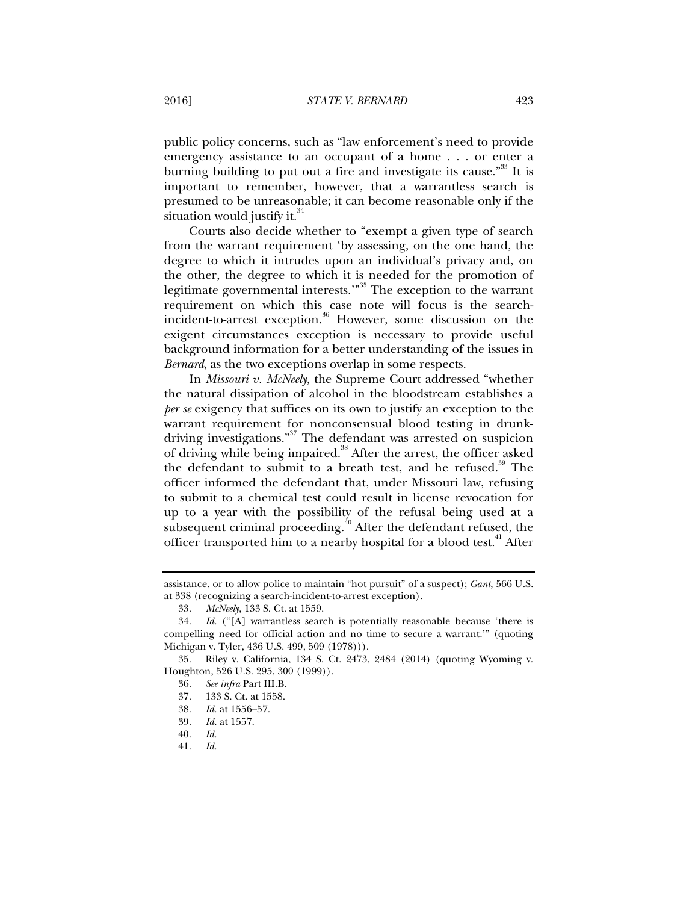public policy concerns, such as "law enforcement's need to provide emergency assistance to an occupant of a home . . . or enter a burning building to put out a fire and investigate its cause."[33] It is important to remember, however, that a warrantless search is presumed to be unreasonable; it can become reasonable only if the situation would justify it.[34]

Courts also decide whether to "exempt a given type of search from the warrant requirement 'by assessing, on the one hand, the degree to which it intrudes upon an individual's privacy and, on the other, the degree to which it is needed for the promotion of legitimate governmental interests.'"[35] The exception to the warrant requirement on which this case note will focus is the search-incident-to-arrest exception.[36] However, some discussion on the exigent circumstances exception is necessary to provide useful background information for a better understanding of the issues in *Bernard*, as the two exceptions overlap in some respects.

In *Missouri v. McNeely*, the Supreme Court addressed "whether the natural dissipation of alcohol in the bloodstream establishes a *per se* exigency that suffices on its own to justify an exception to the warrant requirement for nonconsensual blood testing in drunk-driving investigations."[37] The defendant was arrested on suspicion of driving while being impaired.[38] After the arrest, the officer asked the defendant to submit to a breath test, and he refused.[39] The officer informed the defendant that, under Missouri law, refusing to submit to a chemical test could result in license revocation for up to a year with the possibility of the refusal being used at a subsequent criminal proceeding.[40] After the defendant refused, the officer transported him to a nearby hospital for a blood test.[41] After

---

assistance, or to allow police to maintain "hot pursuit" of a suspect); *Gant*, 566 U.S. at 338 (recognizing a search-incident-to-arrest exception).

33. *McNeely*, 133 S. Ct. at 1559.

34. *Id.* ("[A] warrantless search is potentially reasonable because 'there is compelling need for official action and no time to secure a warrant.'" (quoting Michigan v. Tyler, 436 U.S. 499, 509 (1978))).

35. Riley v. California, 134 S. Ct. 2473, 2484 (2014) (quoting Wyoming v. Houghton, 526 U.S. 295, 300 (1999)).

36. *See infra* Part III.B.

37. 133 S. Ct. at 1558.

38. *Id.* at 1556–57.

39. *Id.* at 1557.

40. *Id.*

41. *Id.*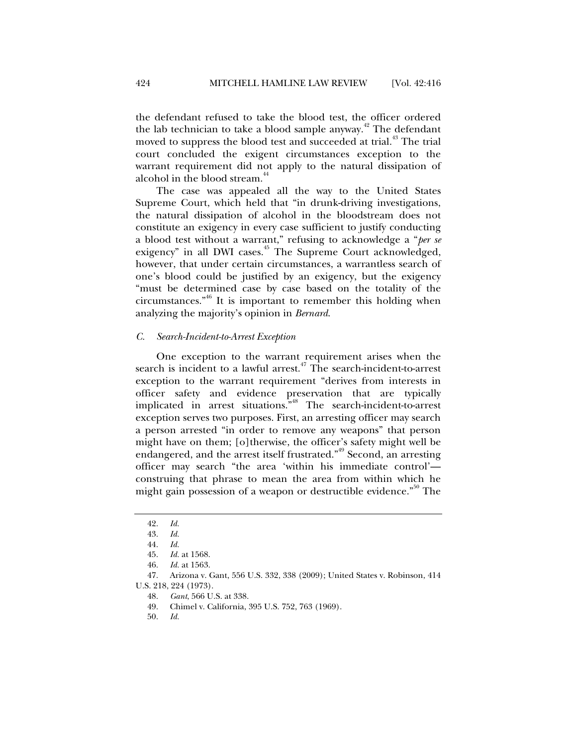the defendant refused to take the blood test, the officer ordered the lab technician to take a blood sample anyway.[42] The defendant moved to suppress the blood test and succeeded at trial.[43] The trial court concluded the exigent circumstances exception to the warrant requirement did not apply to the natural dissipation of alcohol in the blood stream.[44]

The case was appealed all the way to the United States Supreme Court, which held that "in drunk-driving investigations, the natural dissipation of alcohol in the bloodstream does not constitute an exigency in every case sufficient to justify conducting a blood test without a warrant," refusing to acknowledge a "*per se* exigency" in all DWI cases.[45] The Supreme Court acknowledged, however, that under certain circumstances, a warrantless search of one's blood could be justified by an exigency, but the exigency "must be determined case by case based on the totality of the circumstances."[46] It is important to remember this holding when analyzing the majority's opinion in *Bernard*.

### *C. Search-Incident-to-Arrest Exception*

One exception to the warrant requirement arises when the search is incident to a lawful arrest.[47] The search-incident-to-arrest exception to the warrant requirement "derives from interests in officer safety and evidence preservation that are typically implicated in arrest situations."[48] The search-incident-to-arrest exception serves two purposes. First, an arresting officer may search a person arrested "in order to remove any weapons" that person might have on them; [o]therwise, the officer's safety might well be endangered, and the arrest itself frustrated."[49] Second, an arresting officer may search "the area 'within his immediate control'—construing that phrase to mean the area from within which he might gain possession of a weapon or destructible evidence."[50] The

---

42. *Id.*
43. *Id.*
44. *Id.*
45. *Id.* at 1568.
46. *Id.* at 1563.
47. Arizona v. Gant, 556 U.S. 332, 338 (2009); United States v. Robinson, 414 U.S. 218, 224 (1973).
48. *Gant,* 566 U.S. at 338.
49. Chimel v. California, 395 U.S. 752, 763 (1969).
50. *Id.*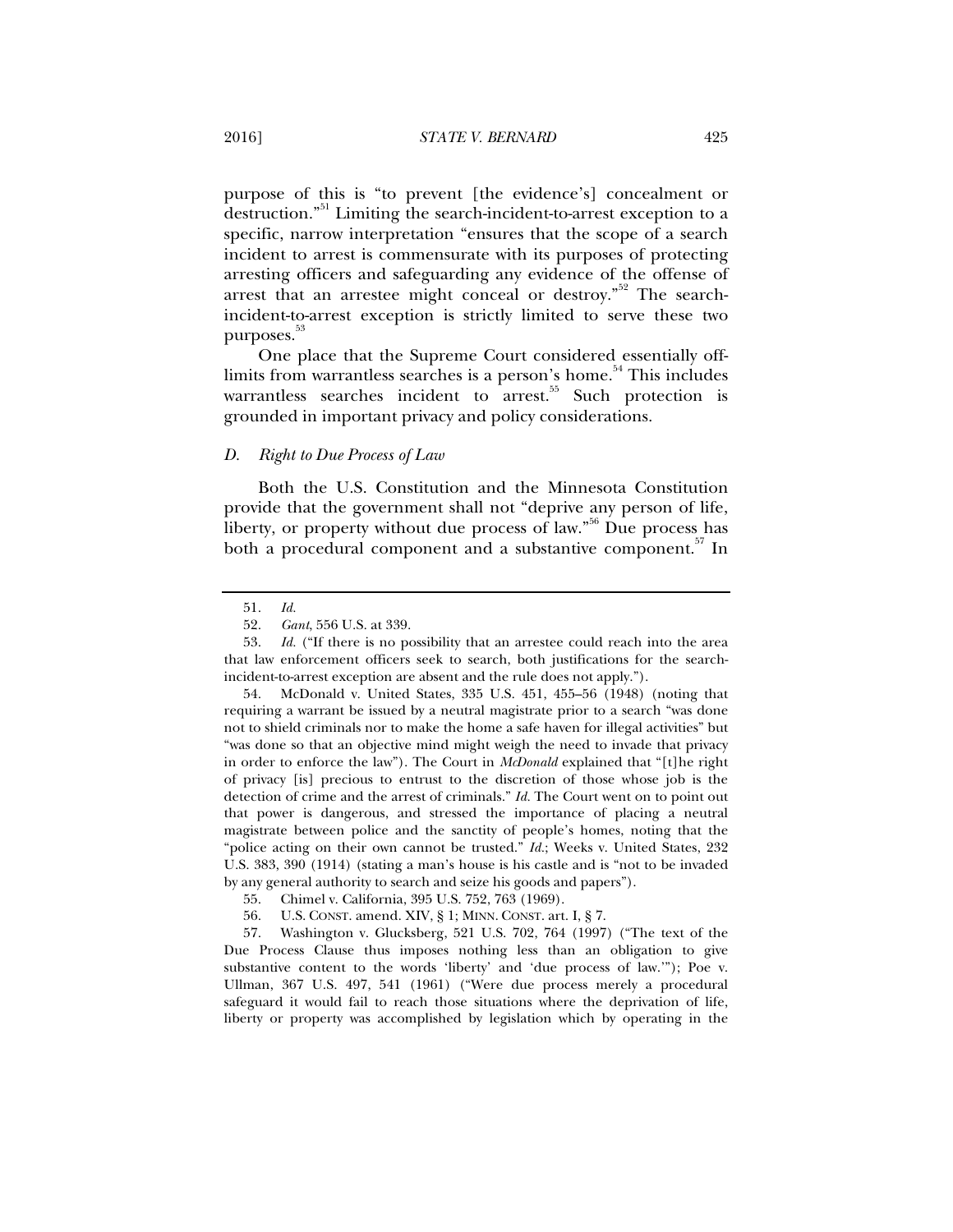purpose of this is "to prevent [the evidence's] concealment or destruction."[51] Limiting the search-incident-to-arrest exception to a specific, narrow interpretation "ensures that the scope of a search incident to arrest is commensurate with its purposes of protecting arresting officers and safeguarding any evidence of the offense of arrest that an arrestee might conceal or destroy."[52] The search-incident-to-arrest exception is strictly limited to serve these two purposes.[53]

One place that the Supreme Court considered essentially off-limits from warrantless searches is a person's home.[54] This includes warrantless searches incident to arrest.[55] Such protection is grounded in important privacy and policy considerations.

### *D. Right to Due Process of Law*

Both the U.S. Constitution and the Minnesota Constitution provide that the government shall not "deprive any person of life, liberty, or property without due process of law."[56] Due process has both a procedural component and a substantive component.[57] In

---

51. *Id.*

52. *Gant*, 556 U.S. at 339.

53. *Id.* ("If there is no possibility that an arrestee could reach into the area that law enforcement officers seek to search, both justifications for the search-incident-to-arrest exception are absent and the rule does not apply.").

54. McDonald v. United States, 335 U.S. 451, 455–56 (1948) (noting that requiring a warrant be issued by a neutral magistrate prior to a search "was done not to shield criminals nor to make the home a safe haven for illegal activities" but "was done so that an objective mind might weigh the need to invade that privacy in order to enforce the law"). The Court in *McDonald* explained that "[t]he right of privacy [is] precious to entrust to the discretion of those whose job is the detection of crime and the arrest of criminals." *Id.* The Court went on to point out that power is dangerous, and stressed the importance of placing a neutral magistrate between police and the sanctity of people's homes, noting that the "police acting on their own cannot be trusted." *Id.*; Weeks v. United States, 232 U.S. 383, 390 (1914) (stating a man's house is his castle and is "not to be invaded by any general authority to search and seize his goods and papers").

55. Chimel v. California, 395 U.S. 752, 763 (1969).

56. U.S. CONST. amend. XIV, § 1; MINN. CONST. art. I, § 7.

57. Washington v. Glucksberg, 521 U.S. 702, 764 (1997) ("The text of the Due Process Clause thus imposes nothing less than an obligation to give substantive content to the words 'liberty' and 'due process of law.'"); Poe v. Ullman, 367 U.S. 497, 541 (1961) ("Were due process merely a procedural safeguard it would fail to reach those situations where the deprivation of life, liberty or property was accomplished by legislation which by operating in the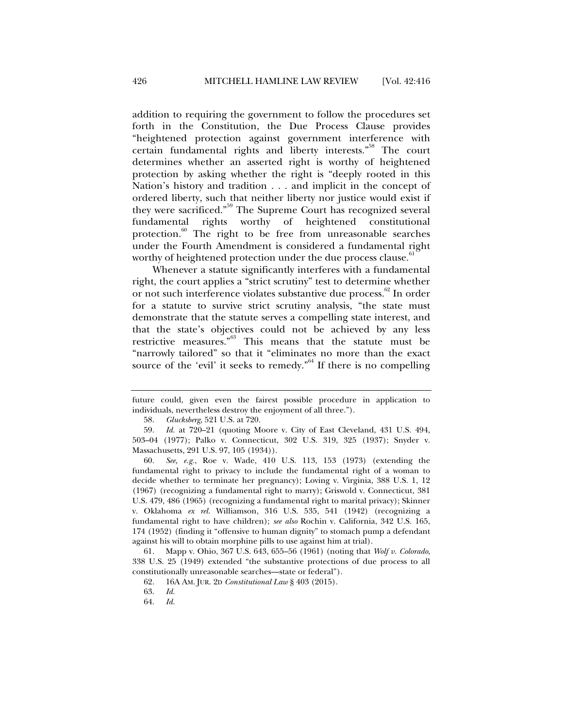addition to requiring the government to follow the procedures set forth in the Constitution, the Due Process Clause provides "heightened protection against government interference with certain fundamental rights and liberty interests."[58] The court determines whether an asserted right is worthy of heightened protection by asking whether the right is "deeply rooted in this Nation's history and tradition . . . and implicit in the concept of ordered liberty, such that neither liberty nor justice would exist if they were sacrificed."[59] The Supreme Court has recognized several fundamental rights worthy of heightened constitutional protection.[60] The right to be free from unreasonable searches under the Fourth Amendment is considered a fundamental right worthy of heightened protection under the due process clause.[61]

Whenever a statute significantly interferes with a fundamental right, the court applies a "strict scrutiny" test to determine whether or not such interference violates substantive due process.[62] In order for a statute to survive strict scrutiny analysis, "the state must demonstrate that the statute serves a compelling state interest, and that the state's objectives could not be achieved by any less restrictive measures."[63] This means that the statute must be "narrowly tailored" so that it "eliminates no more than the exact source of the 'evil' it seeks to remedy."[64] If there is no compelling

---

future could, given even the fairest possible procedure in application to individuals, nevertheless destroy the enjoyment of all three.").

58. *Glucksberg*, 521 U.S. at 720.

59. *Id.* at 720–21 (quoting Moore v. City of East Cleveland, 431 U.S. 494, 503–04 (1977); Palko v. Connecticut, 302 U.S. 319, 325 (1937); Snyder v. Massachusetts, 291 U.S. 97, 105 (1934)).

60. *See, e.g.*, Roe v. Wade, 410 U.S. 113, 153 (1973) (extending the fundamental right to privacy to include the fundamental right of a woman to decide whether to terminate her pregnancy); Loving v. Virginia, 388 U.S. 1, 12 (1967) (recognizing a fundamental right to marry); Griswold v. Connecticut, 381 U.S. 479, 486 (1965) (recognizing a fundamental right to marital privacy); Skinner v. Oklahoma *ex rel.* Williamson, 316 U.S. 535, 541 (1942) (recognizing a fundamental right to have children); *see also* Rochin v. California, 342 U.S. 165, 174 (1952) (finding it "offensive to human dignity" to stomach pump a defendant against his will to obtain morphine pills to use against him at trial).

61. Mapp v. Ohio, 367 U.S. 643, 655–56 (1961) (noting that *Wolf v. Colorado*, 338 U.S. 25 (1949) extended "the substantive protections of due process to all constitutionally unreasonable searches—state or federal").

62. 16A AM. JUR. 2D *Constitutional Law* § 403 (2015).

63. *Id.*

64. *Id.*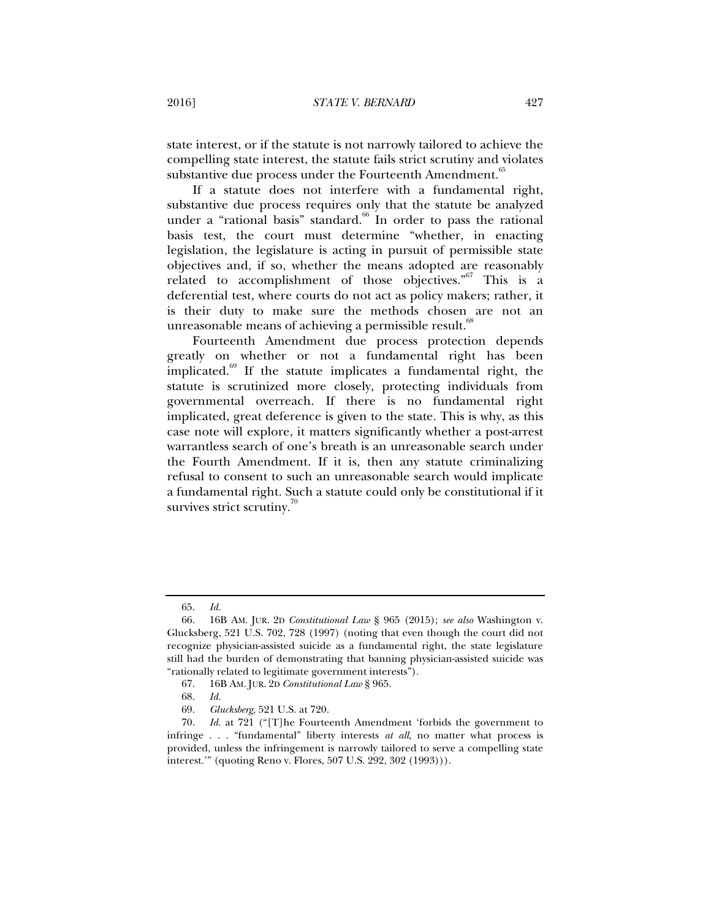state interest, or if the statute is not narrowly tailored to achieve the compelling state interest, the statute fails strict scrutiny and violates substantive due process under the Fourteenth Amendment.[65]

If a statute does not interfere with a fundamental right, substantive due process requires only that the statute be analyzed under a "rational basis" standard.[66] In order to pass the rational basis test, the court must determine "whether, in enacting legislation, the legislature is acting in pursuit of permissible state objectives and, if so, whether the means adopted are reasonably related to accomplishment of those objectives."[67] This is a deferential test, where courts do not act as policy makers; rather, it is their duty to make sure the methods chosen are not an unreasonable means of achieving a permissible result.[68]

Fourteenth Amendment due process protection depends greatly on whether or not a fundamental right has been implicated.[69] If the statute implicates a fundamental right, the statute is scrutinized more closely, protecting individuals from governmental overreach. If there is no fundamental right implicated, great deference is given to the state. This is why, as this case note will explore, it matters significantly whether a post-arrest warrantless search of one's breath is an unreasonable search under the Fourth Amendment. If it is, then any statute criminalizing refusal to consent to such an unreasonable search would implicate a fundamental right. Such a statute could only be constitutional if it survives strict scrutiny.[70]

---

65. *Id.*

66. 16B AM. JUR. 2D *Constitutional Law* § 965 (2015); *see also* Washington v. Glucksberg, 521 U.S. 702, 728 (1997) (noting that even though the court did not recognize physician-assisted suicide as a fundamental right, the state legislature still had the burden of demonstrating that banning physician-assisted suicide was "rationally related to legitimate government interests").

67. 16B AM. JUR. 2D *Constitutional Law* § 965.

68. *Id.*

69. *Glucksberg*, 521 U.S. at 720.

70. *Id.* at 721 ("[T]he Fourteenth Amendment 'forbids the government to infringe . . . "fundamental" liberty interests *at all*, no matter what process is provided, unless the infringement is narrowly tailored to serve a compelling state interest.'" (quoting Reno v. Flores, 507 U.S. 292, 302 (1993))).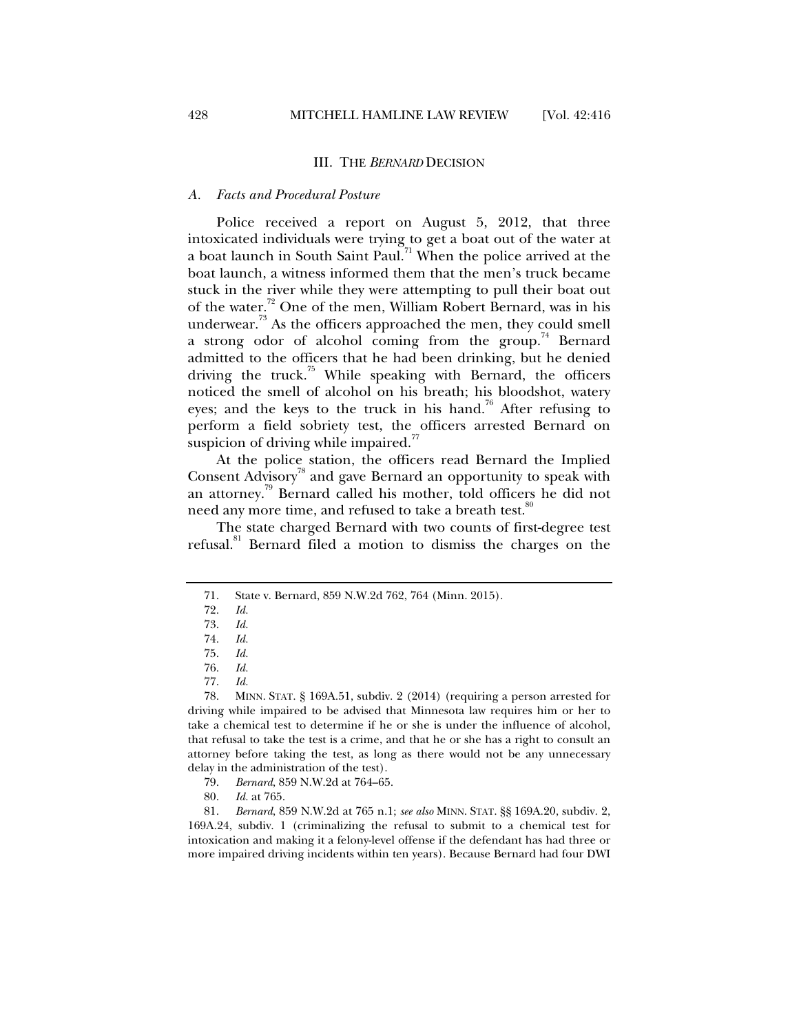## III. THE *BERNARD* DECISION

### *A. Facts and Procedural Posture*

Police received a report on August 5, 2012, that three intoxicated individuals were trying to get a boat out of the water at a boat launch in South Saint Paul.[71] When the police arrived at the boat launch, a witness informed them that the men's truck became stuck in the river while they were attempting to pull their boat out of the water.[72] One of the men, William Robert Bernard, was in his underwear.[73] As the officers approached the men, they could smell a strong odor of alcohol coming from the group.[74] Bernard admitted to the officers that he had been drinking, but he denied driving the truck.[75] While speaking with Bernard, the officers noticed the smell of alcohol on his breath; his bloodshot, watery eyes; and the keys to the truck in his hand.[76] After refusing to perform a field sobriety test, the officers arrested Bernard on suspicion of driving while impaired.[77]

At the police station, the officers read Bernard the Implied Consent Advisory[78] and gave Bernard an opportunity to speak with an attorney.[79] Bernard called his mother, told officers he did not need any more time, and refused to take a breath test.[80]

The state charged Bernard with two counts of first-degree test refusal.[81] Bernard filed a motion to dismiss the charges on the

---

71. State v. Bernard, 859 N.W.2d 762, 764 (Minn. 2015).

72. *Id.*

73. *Id.*

74. *Id.*

75. *Id.*

76. *Id.*

77. *Id.*

78. MINN. STAT. § 169A.51, subdiv. 2 (2014) (requiring a person arrested for driving while impaired to be advised that Minnesota law requires him or her to take a chemical test to determine if he or she is under the influence of alcohol, that refusal to take the test is a crime, and that he or she has a right to consult an attorney before taking the test, as long as there would not be any unnecessary delay in the administration of the test).

79. *Bernard*, 859 N.W.2d at 764–65.

80. *Id.* at 765.

81. *Bernard*, 859 N.W.2d at 765 n.1; *see also* MINN. STAT. §§ 169A.20, subdiv. 2, 169A.24, subdiv. 1 (criminalizing the refusal to submit to a chemical test for intoxication and making it a felony-level offense if the defendant has had three or more impaired driving incidents within ten years). Because Bernard had four DWI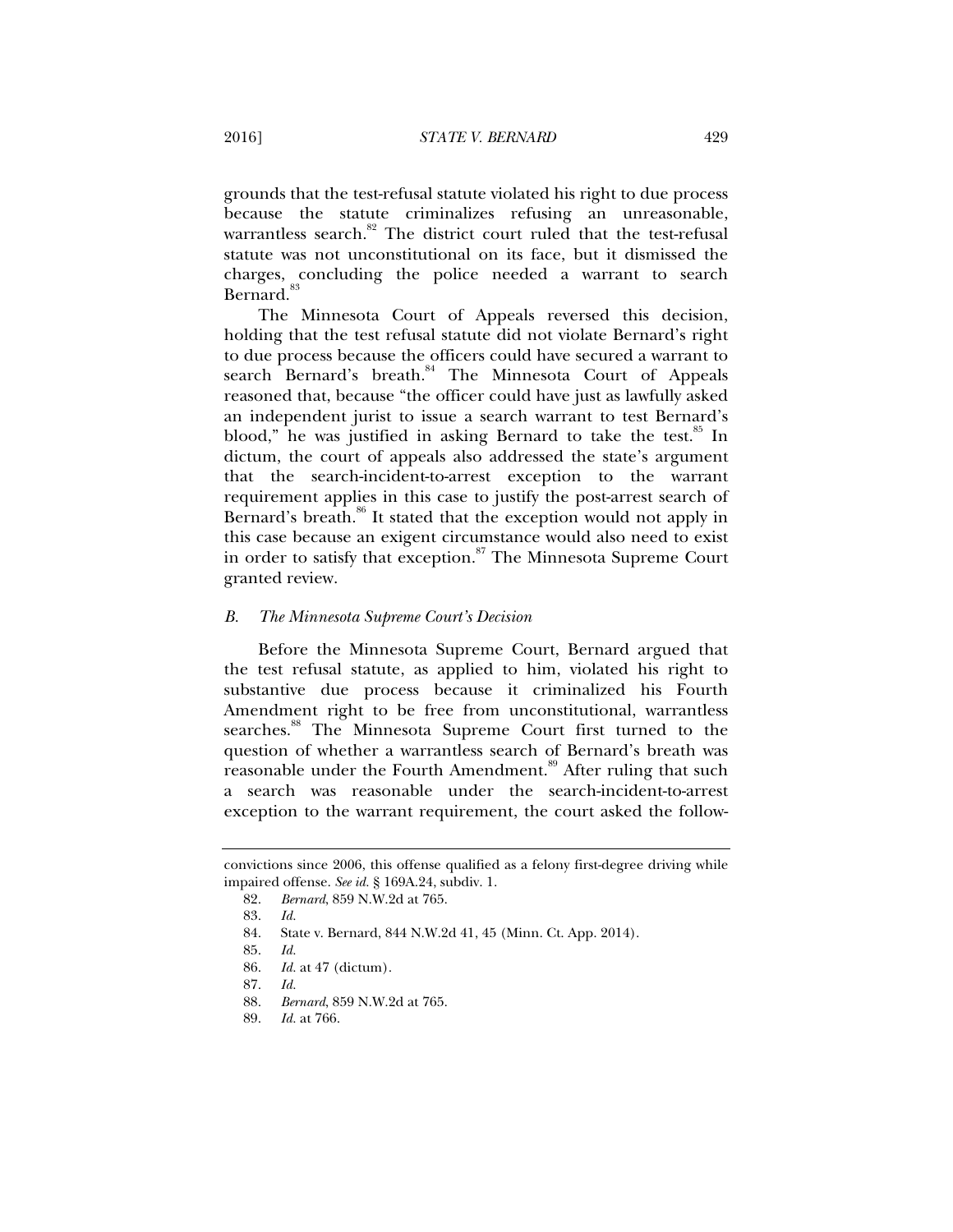grounds that the test-refusal statute violated his right to due process because the statute criminalizes refusing an unreasonable, warrantless search.[82] The district court ruled that the test-refusal statute was not unconstitutional on its face, but it dismissed the charges, concluding the police needed a warrant to search Bernard.[83]

The Minnesota Court of Appeals reversed this decision, holding that the test refusal statute did not violate Bernard's right to due process because the officers could have secured a warrant to search Bernard's breath.[84] The Minnesota Court of Appeals reasoned that, because "the officer could have just as lawfully asked an independent jurist to issue a search warrant to test Bernard's blood," he was justified in asking Bernard to take the test.[85] In dictum, the court of appeals also addressed the state's argument that the search-incident-to-arrest exception to the warrant requirement applies in this case to justify the post-arrest search of Bernard's breath.[86] It stated that the exception would not apply in this case because an exigent circumstance would also need to exist in order to satisfy that exception.[87] The Minnesota Supreme Court granted review.

### *B. The Minnesota Supreme Court's Decision*

Before the Minnesota Supreme Court, Bernard argued that the test refusal statute, as applied to him, violated his right to substantive due process because it criminalized his Fourth Amendment right to be free from unconstitutional, warrantless searches.[88] The Minnesota Supreme Court first turned to the question of whether a warrantless search of Bernard's breath was reasonable under the Fourth Amendment.[89] After ruling that such a search was reasonable under the search-incident-to-arrest exception to the warrant requirement, the court asked the follow-

---

convictions since 2006, this offense qualified as a felony first-degree driving while impaired offense. *See id.* § 169A.24, subdiv. 1.

82. *Bernard*, 859 N.W.2d at 765.

83. *Id.*

84. State v. Bernard, 844 N.W.2d 41, 45 (Minn. Ct. App. 2014).

85. *Id.*

86. *Id.* at 47 (dictum).

87. *Id.*

88. *Bernard*, 859 N.W.2d at 765.

89. *Id.* at 766.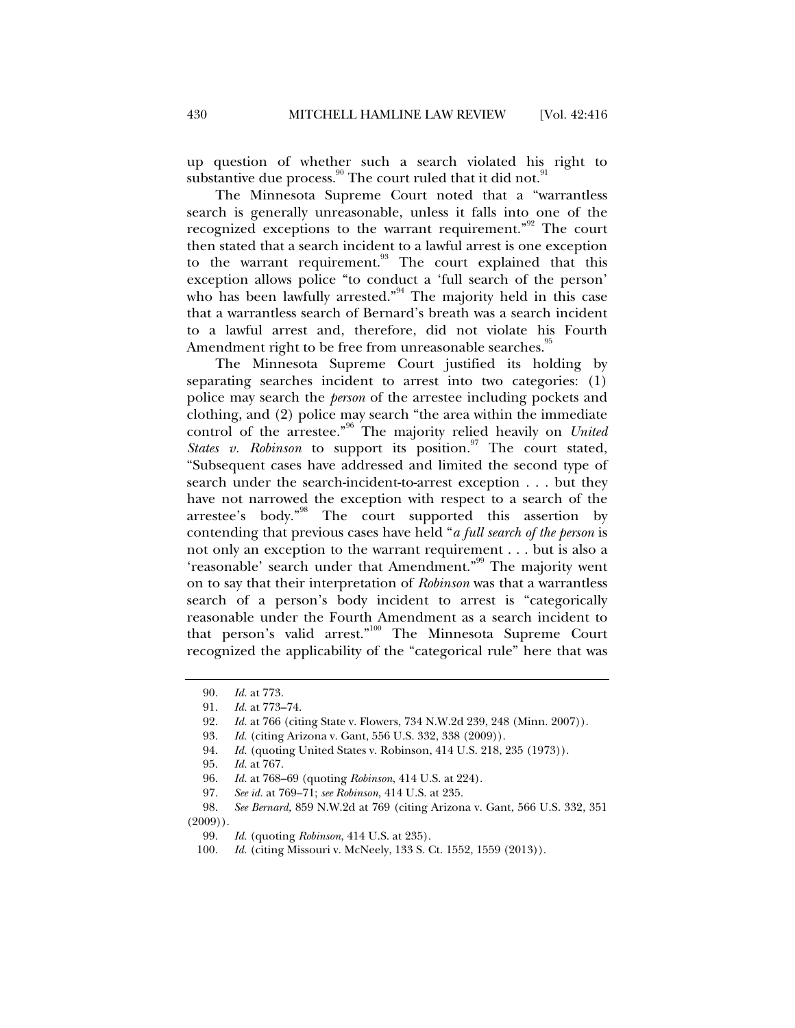up question of whether such a search violated his right to substantive due process.[90] The court ruled that it did not.[91]

The Minnesota Supreme Court noted that a "warrantless search is generally unreasonable, unless it falls into one of the recognized exceptions to the warrant requirement."[92] The court then stated that a search incident to a lawful arrest is one exception to the warrant requirement.[93] The court explained that this exception allows police "to conduct a 'full search of the person' who has been lawfully arrested."[94] The majority held in this case that a warrantless search of Bernard's breath was a search incident to a lawful arrest and, therefore, did not violate his Fourth Amendment right to be free from unreasonable searches.[95]

The Minnesota Supreme Court justified its holding by separating searches incident to arrest into two categories: (1) police may search the *person* of the arrestee including pockets and clothing, and (2) police may search "the area within the immediate control of the arrestee."[96] The majority relied heavily on *United States v. Robinson* to support its position.[97] The court stated, "Subsequent cases have addressed and limited the second type of search under the search-incident-to-arrest exception . . . but they have not narrowed the exception with respect to a search of the arrestee's body."[98] The court supported this assertion by contending that previous cases have held "*a full search of the person* is not only an exception to the warrant requirement . . . but is also a 'reasonable' search under that Amendment."[99] The majority went on to say that their interpretation of *Robinson* was that a warrantless search of a person's body incident to arrest is "categorically reasonable under the Fourth Amendment as a search incident to that person's valid arrest."[100] The Minnesota Supreme Court recognized the applicability of the "categorical rule" here that was

---

90. *Id.* at 773.

91. *Id.* at 773–74.

92. *Id.* at 766 (citing State v. Flowers, 734 N.W.2d 239, 248 (Minn. 2007)).

93. *Id.* (citing Arizona v. Gant, 556 U.S. 332, 338 (2009)).

94. *Id.* (quoting United States v. Robinson, 414 U.S. 218, 235 (1973)).

95. *Id.* at 767.

96. *Id.* at 768–69 (quoting *Robinson*, 414 U.S. at 224).

97. *See id.* at 769–71; *see Robinson*, 414 U.S. at 235.

98. *See Bernard,* 859 N.W.2d at 769 (citing Arizona v. Gant, 566 U.S. 332, 351 (2009)).

99. *Id.* (quoting *Robinson*, 414 U.S. at 235).

100. *Id.* (citing Missouri v. McNeely, 133 S. Ct. 1552, 1559 (2013)).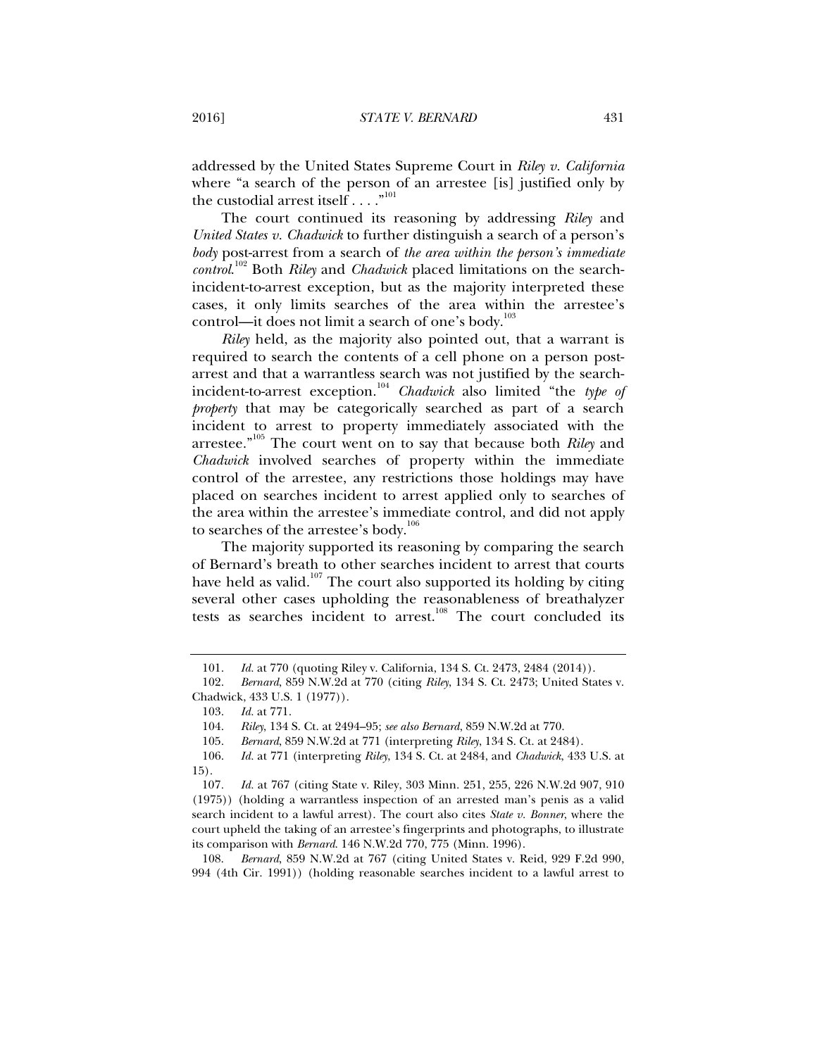addressed by the United States Supreme Court in *Riley v. California* where "a search of the person of an arrestee [is] justified only by the custodial arrest itself . . . ."[101]

The court continued its reasoning by addressing *Riley* and *United States v. Chadwick* to further distinguish a search of a person's *body* post-arrest from a search of *the area within the person's immediate control*.[102] Both *Riley* and *Chadwick* placed limitations on the search-incident-to-arrest exception, but as the majority interpreted these cases, it only limits searches of the area within the arrestee's control—it does not limit a search of one's body.[103]

*Riley* held, as the majority also pointed out, that a warrant is required to search the contents of a cell phone on a person post-arrest and that a warrantless search was not justified by the search-incident-to-arrest exception.[104] *Chadwick* also limited "the *type of property* that may be categorically searched as part of a search incident to arrest to property immediately associated with the arrestee."[105] The court went on to say that because both *Riley* and *Chadwick* involved searches of property within the immediate control of the arrestee, any restrictions those holdings may have placed on searches incident to arrest applied only to searches of the area within the arrestee's immediate control, and did not apply to searches of the arrestee's body.[106]

The majority supported its reasoning by comparing the search of Bernard's breath to other searches incident to arrest that courts have held as valid.[107] The court also supported its holding by citing several other cases upholding the reasonableness of breathalyzer tests as searches incident to arrest.[108] The court concluded its

---

101. *Id.* at 770 (quoting Riley v. California, 134 S. Ct. 2473, 2484 (2014)).

102. *Bernard*, 859 N.W.2d at 770 (citing *Riley*, 134 S. Ct. 2473; United States v. Chadwick, 433 U.S. 1 (1977)).

103. *Id.* at 771.

104. *Riley*, 134 S. Ct. at 2494–95; *see also Bernard*, 859 N.W.2d at 770.

105. *Bernard*, 859 N.W.2d at 771 (interpreting *Riley*, 134 S. Ct. at 2484).

106. *Id.* at 771 (interpreting *Riley*, 134 S. Ct. at 2484, and *Chadwick*, 433 U.S. at 15).

107. *Id.* at 767 (citing State v. Riley, 303 Minn. 251, 255, 226 N.W.2d 907, 910 (1975)) (holding a warrantless inspection of an arrested man's penis as a valid search incident to a lawful arrest). The court also cites *State v. Bonner*, where the court upheld the taking of an arrestee's fingerprints and photographs, to illustrate its comparison with *Bernard*. 146 N.W.2d 770, 775 (Minn. 1996).

108. *Bernard*, 859 N.W.2d at 767 (citing United States v. Reid, 929 F.2d 990, 994 (4th Cir. 1991)) (holding reasonable searches incident to a lawful arrest to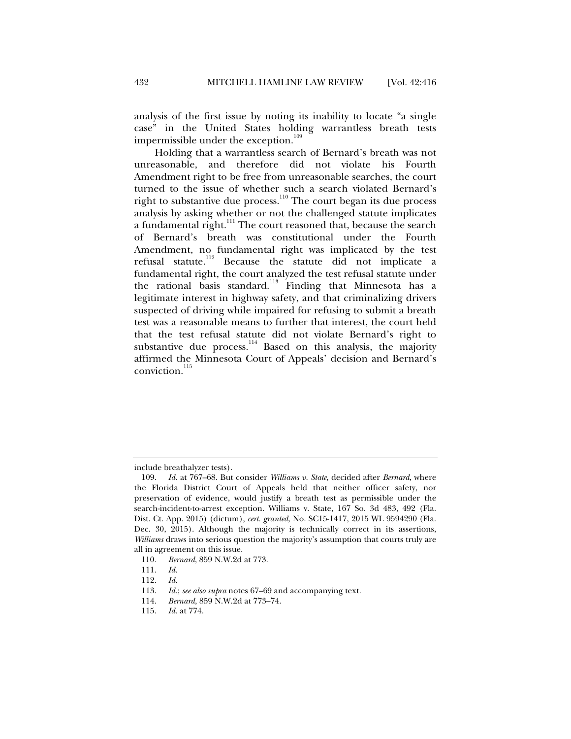analysis of the first issue by noting its inability to locate "a single case" in the United States holding warrantless breath tests impermissible under the exception.[109]

Holding that a warrantless search of Bernard's breath was not unreasonable, and therefore did not violate his Fourth Amendment right to be free from unreasonable searches, the court turned to the issue of whether such a search violated Bernard's right to substantive due process.[110] The court began its due process analysis by asking whether or not the challenged statute implicates a fundamental right.[111] The court reasoned that, because the search of Bernard's breath was constitutional under the Fourth Amendment, no fundamental right was implicated by the test refusal statute.[112] Because the statute did not implicate a fundamental right, the court analyzed the test refusal statute under the rational basis standard.[113] Finding that Minnesota has a legitimate interest in highway safety, and that criminalizing drivers suspected of driving while impaired for refusing to submit a breath test was a reasonable means to further that interest, the court held that the test refusal statute did not violate Bernard's right to substantive due process.[114] Based on this analysis, the majority affirmed the Minnesota Court of Appeals' decision and Bernard's conviction.[115]

---

include breathalyzer tests).

109. *Id.* at 767–68. But consider *Williams v. State*, decided after *Bernard*, where the Florida District Court of Appeals held that neither officer safety, nor preservation of evidence, would justify a breath test as permissible under the search-incident-to-arrest exception. Williams v. State, 167 So. 3d 483, 492 (Fla. Dist. Ct. App. 2015) (dictum), *cert. granted*, No. SC15-1417, 2015 WL 9594290 (Fla. Dec. 30, 2015). Although the majority is technically correct in its assertions, *Williams* draws into serious question the majority's assumption that courts truly are all in agreement on this issue.

110. *Bernard*, 859 N.W.2d at 773.

111. *Id.*

112. *Id.*

113. *Id.*; *see also supra* notes 67–69 and accompanying text.

114. *Bernard*, 859 N.W.2d at 773–74.

115. *Id.* at 774.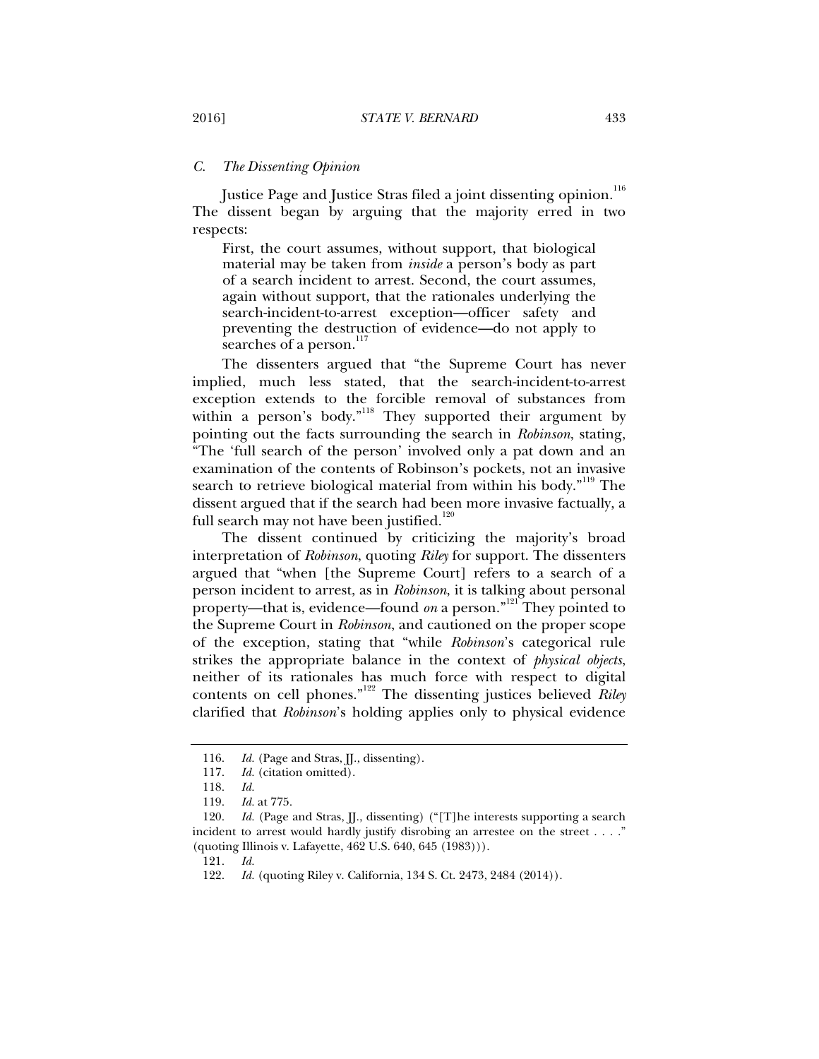### *C. The Dissenting Opinion*

Justice Page and Justice Stras filed a joint dissenting opinion.[116] The dissent began by arguing that the majority erred in two respects:

> First, the court assumes, without support, that biological material may be taken from *inside* a person's body as part of a search incident to arrest. Second, the court assumes, again without support, that the rationales underlying the search-incident-to-arrest exception—officer safety and preventing the destruction of evidence—do not apply to searches of a person.[117]

The dissenters argued that "the Supreme Court has never implied, much less stated, that the search-incident-to-arrest exception extends to the forcible removal of substances from within a person's body."[118] They supported their argument by pointing out the facts surrounding the search in *Robinson*, stating, "The 'full search of the person' involved only a pat down and an examination of the contents of Robinson's pockets, not an invasive search to retrieve biological material from within his body."[119] The dissent argued that if the search had been more invasive factually, a full search may not have been justified.[120]

The dissent continued by criticizing the majority's broad interpretation of *Robinson*, quoting *Riley* for support. The dissenters argued that "when [the Supreme Court] refers to a search of a person incident to arrest, as in *Robinson*, it is talking about personal property—that is, evidence—found *on* a person."[121] They pointed to the Supreme Court in *Robinson*, and cautioned on the proper scope of the exception, stating that "while *Robinson*'s categorical rule strikes the appropriate balance in the context of *physical objects*, neither of its rationales has much force with respect to digital contents on cell phones."[122] The dissenting justices believed *Riley* clarified that *Robinson*'s holding applies only to physical evidence

---

116. *Id.* (Page and Stras, JJ., dissenting).

117. *Id.* (citation omitted).

118. *Id.*

119. *Id.* at 775.

120. *Id.* (Page and Stras, JJ., dissenting) ("[T]he interests supporting a search incident to arrest would hardly justify disrobing an arrestee on the street . . . ." (quoting Illinois v. Lafayette, 462 U.S. 640, 645 (1983))).

121. *Id.*

122. *Id.* (quoting Riley v. California, 134 S. Ct. 2473, 2484 (2014)).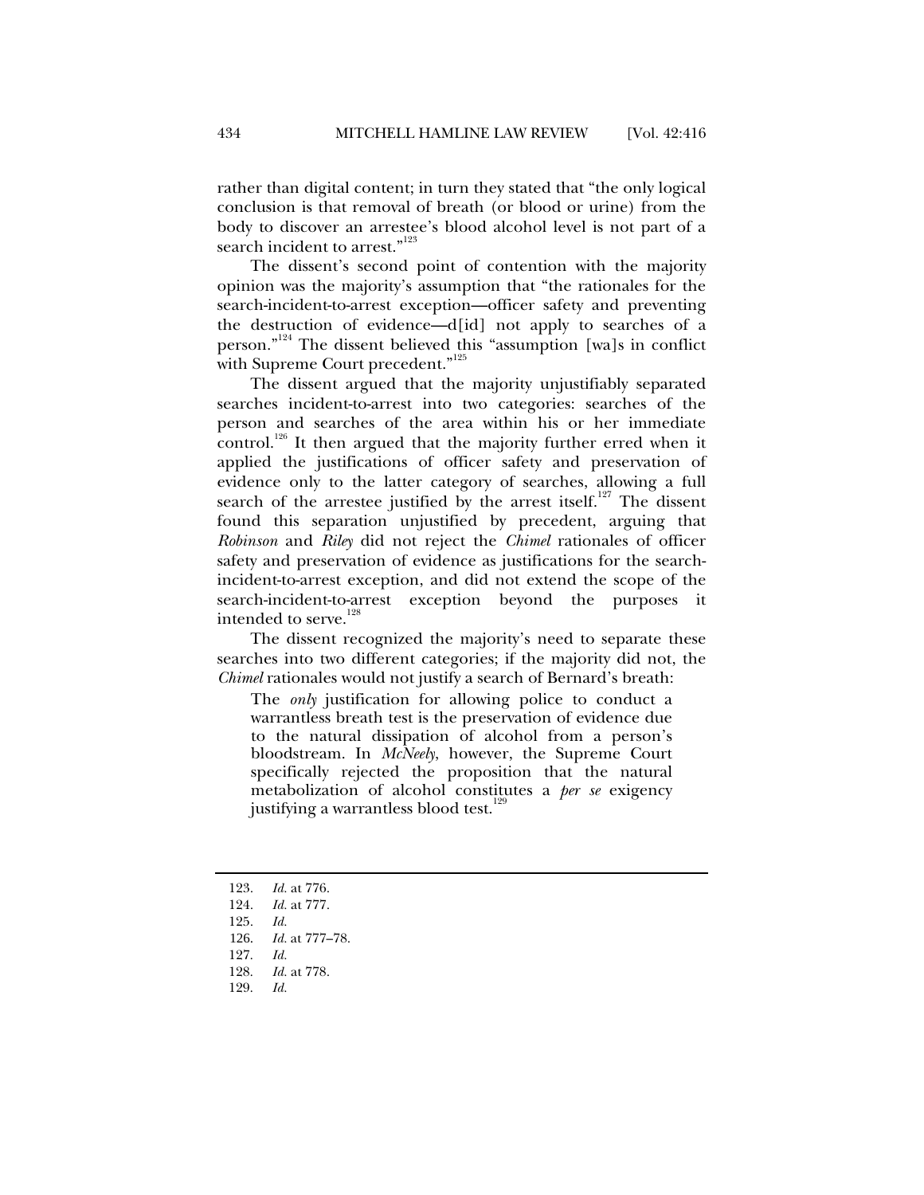rather than digital content; in turn they stated that "the only logical conclusion is that removal of breath (or blood or urine) from the body to discover an arrestee's blood alcohol level is not part of a search incident to arrest."[123]

The dissent's second point of contention with the majority opinion was the majority's assumption that "the rationales for the search-incident-to-arrest exception—officer safety and preventing the destruction of evidence—d[id] not apply to searches of a person."[124] The dissent believed this "assumption [wa]s in conflict with Supreme Court precedent."[125]

The dissent argued that the majority unjustifiably separated searches incident-to-arrest into two categories: searches of the person and searches of the area within his or her immediate control.[126] It then argued that the majority further erred when it applied the justifications of officer safety and preservation of evidence only to the latter category of searches, allowing a full search of the arrestee justified by the arrest itself.[127] The dissent found this separation unjustified by precedent, arguing that *Robinson* and *Riley* did not reject the *Chimel* rationales of officer safety and preservation of evidence as justifications for the search-incident-to-arrest exception, and did not extend the scope of the search-incident-to-arrest exception beyond the purposes it intended to serve.[128]

The dissent recognized the majority's need to separate these searches into two different categories; if the majority did not, the *Chimel* rationales would not justify a search of Bernard's breath:

> The *only* justification for allowing police to conduct a warrantless breath test is the preservation of evidence due to the natural dissipation of alcohol from a person's bloodstream. In *McNeely*, however, the Supreme Court specifically rejected the proposition that the natural metabolization of alcohol constitutes a *per se* exigency justifying a warrantless blood test.[129]

---

123. *Id.* at 776.
124. *Id.* at 777.
125. *Id.*
126. *Id.* at 777–78.
127. *Id.*
128. *Id.* at 778.
129. *Id.*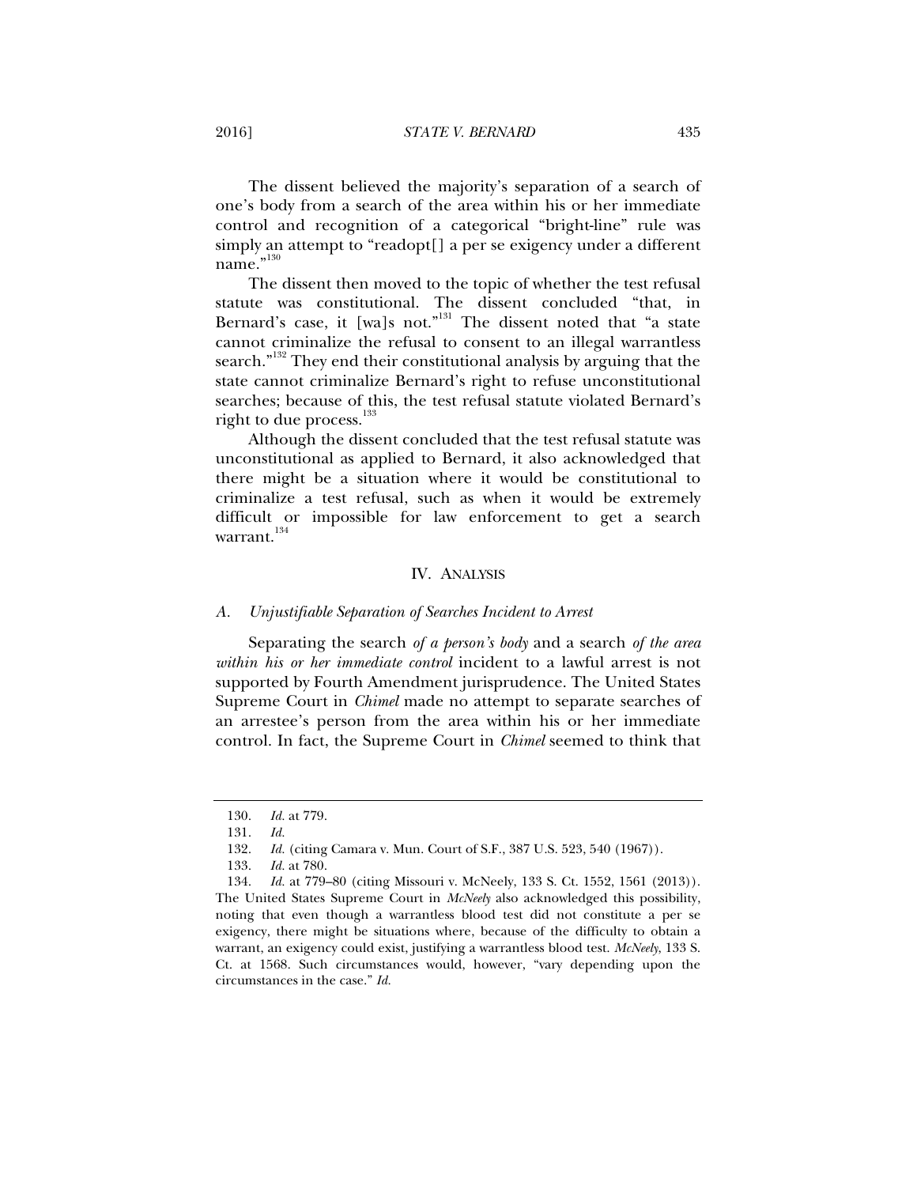The dissent believed the majority's separation of a search of one's body from a search of the area within his or her immediate control and recognition of a categorical "bright-line" rule was simply an attempt to "readopt[] a per se exigency under a different name."[130]

The dissent then moved to the topic of whether the test refusal statute was constitutional. The dissent concluded "that, in Bernard's case, it [wa]s not."[131] The dissent noted that "a state cannot criminalize the refusal to consent to an illegal warrantless search."[132] They end their constitutional analysis by arguing that the state cannot criminalize Bernard's right to refuse unconstitutional searches; because of this, the test refusal statute violated Bernard's right to due process.[133]

Although the dissent concluded that the test refusal statute was unconstitutional as applied to Bernard, it also acknowledged that there might be a situation where it would be constitutional to criminalize a test refusal, such as when it would be extremely difficult or impossible for law enforcement to get a search warrant.[134]

## IV. ANALYSIS

### *A. Unjustifiable Separation of Searches Incident to Arrest*

Separating the search *of a person's body* and a search *of the area within his or her immediate control* incident to a lawful arrest is not supported by Fourth Amendment jurisprudence. The United States Supreme Court in *Chimel* made no attempt to separate searches of an arrestee's person from the area within his or her immediate control. In fact, the Supreme Court in *Chimel* seemed to think that

---

130. *Id.* at 779.

131. *Id.*

132. *Id.* (citing Camara v. Mun. Court of S.F., 387 U.S. 523, 540 (1967)).

133. *Id.* at 780.

134. *Id.* at 779–80 (citing Missouri v. McNeely, 133 S. Ct. 1552, 1561 (2013)). The United States Supreme Court in *McNeely* also acknowledged this possibility, noting that even though a warrantless blood test did not constitute a per se exigency, there might be situations where, because of the difficulty to obtain a warrant, an exigency could exist, justifying a warrantless blood test. *McNeely*, 133 S. Ct. at 1568. Such circumstances would, however, "vary depending upon the circumstances in the case." *Id.*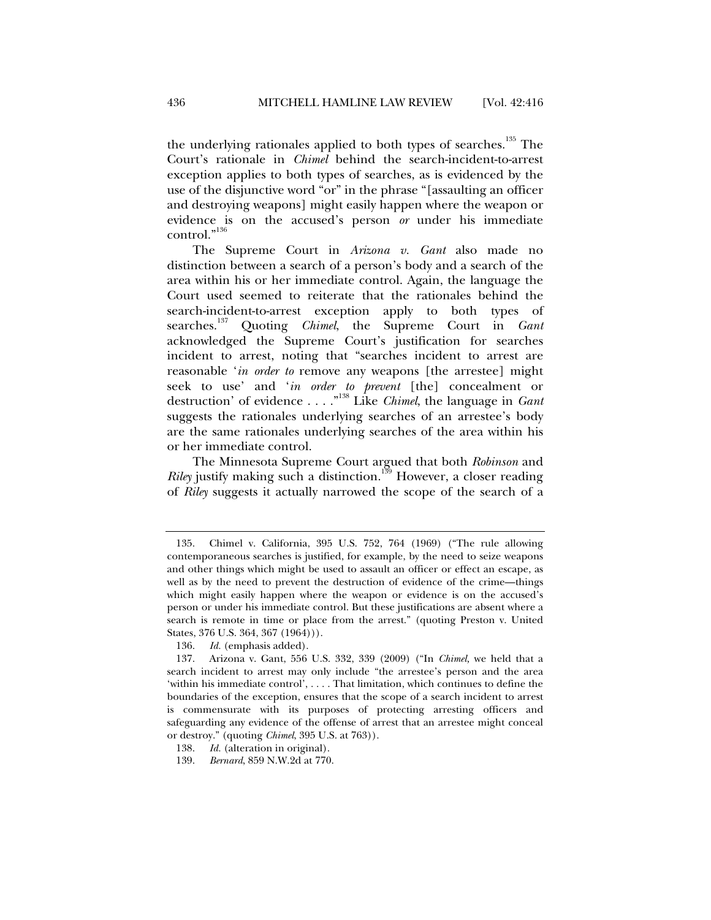the underlying rationales applied to both types of searches.[135] The Court's rationale in *Chimel* behind the search-incident-to-arrest exception applies to both types of searches, as is evidenced by the use of the disjunctive word "or" in the phrase "[assaulting an officer and destroying weapons] might easily happen where the weapon or evidence is on the accused's person *or* under his immediate control."[136]

The Supreme Court in *Arizona v. Gant* also made no distinction between a search of a person's body and a search of the area within his or her immediate control. Again, the language the Court used seemed to reiterate that the rationales behind the search-incident-to-arrest exception apply to both types of searches.[137] Quoting *Chimel*, the Supreme Court in *Gant* acknowledged the Supreme Court's justification for searches incident to arrest, noting that "searches incident to arrest are reasonable '*in order to* remove any weapons [the arrestee] might seek to use' and '*in order to prevent* [the] concealment or destruction' of evidence . . . ."[138] Like *Chimel*, the language in *Gant* suggests the rationales underlying searches of an arrestee's body are the same rationales underlying searches of the area within his or her immediate control.

The Minnesota Supreme Court argued that both *Robinson* and *Riley* justify making such a distinction.[139] However, a closer reading of *Riley* suggests it actually narrowed the scope of the search of a

---

135. Chimel v. California, 395 U.S. 752, 764 (1969) ("The rule allowing contemporaneous searches is justified, for example, by the need to seize weapons and other things which might be used to assault an officer or effect an escape, as well as by the need to prevent the destruction of evidence of the crime—things which might easily happen where the weapon or evidence is on the accused's person or under his immediate control. But these justifications are absent where a search is remote in time or place from the arrest." (quoting Preston v. United States, 376 U.S. 364, 367 (1964))).

136. *Id.* (emphasis added).

137. Arizona v. Gant, 556 U.S. 332, 339 (2009) ("In *Chimel,* we held that a search incident to arrest may only include "the arrestee's person and the area 'within his immediate control', . . . . That limitation, which continues to define the boundaries of the exception, ensures that the scope of a search incident to arrest is commensurate with its purposes of protecting arresting officers and safeguarding any evidence of the offense of arrest that an arrestee might conceal or destroy." (quoting *Chimel*, 395 U.S. at 763)).

138. *Id.* (alteration in original).

139. *Bernard*, 859 N.W.2d at 770.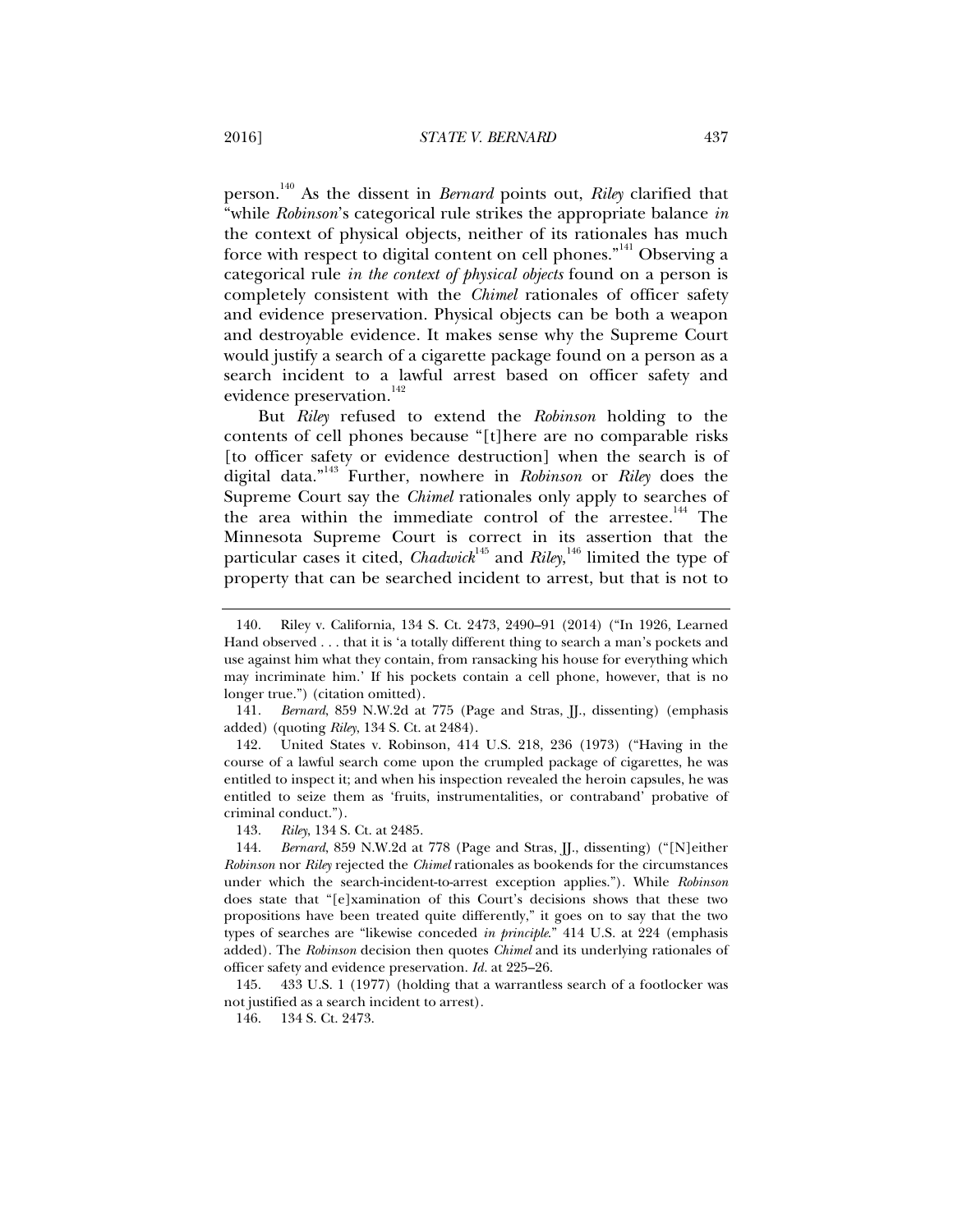person.[140] As the dissent in *Bernard* points out, *Riley* clarified that "while *Robinson*'s categorical rule strikes the appropriate balance *in* the context of physical objects, neither of its rationales has much force with respect to digital content on cell phones."[141] Observing a categorical rule *in the context of physical objects* found on a person is completely consistent with the *Chimel* rationales of officer safety and evidence preservation. Physical objects can be both a weapon and destroyable evidence. It makes sense why the Supreme Court would justify a search of a cigarette package found on a person as a search incident to a lawful arrest based on officer safety and evidence preservation.[142]

But *Riley* refused to extend the *Robinson* holding to the contents of cell phones because "[t]here are no comparable risks [to officer safety or evidence destruction] when the search is of digital data."[143] Further, nowhere in *Robinson* or *Riley* does the Supreme Court say the *Chimel* rationales only apply to searches of the area within the immediate control of the arrestee.[144] The Minnesota Supreme Court is correct in its assertion that the particular cases it cited, *Chadwick*[145] and *Riley*,[146] limited the type of property that can be searched incident to arrest, but that is not to

---

140. Riley v. California, 134 S. Ct. 2473, 2490–91 (2014) ("In 1926, Learned Hand observed . . . that it is 'a totally different thing to search a man's pockets and use against him what they contain, from ransacking his house for everything which may incriminate him.' If his pockets contain a cell phone, however, that is no longer true.") (citation omitted).

141. *Bernard*, 859 N.W.2d at 775 (Page and Stras, JJ., dissenting) (emphasis added) (quoting *Riley*, 134 S. Ct. at 2484).

142. United States v. Robinson, 414 U.S. 218, 236 (1973) ("Having in the course of a lawful search come upon the crumpled package of cigarettes, he was entitled to inspect it; and when his inspection revealed the heroin capsules, he was entitled to seize them as 'fruits, instrumentalities, or contraband' probative of criminal conduct.").

143. *Riley*, 134 S. Ct. at 2485.

144. *Bernard*, 859 N.W.2d at 778 (Page and Stras, JJ., dissenting) ("[N]either *Robinson* nor *Riley* rejected the *Chimel* rationales as bookends for the circumstances under which the search-incident-to-arrest exception applies."). While *Robinson* does state that "[e]xamination of this Court's decisions shows that these two propositions have been treated quite differently," it goes on to say that the two types of searches are "likewise conceded *in principle*." 414 U.S. at 224 (emphasis added). The *Robinson* decision then quotes *Chimel* and its underlying rationales of officer safety and evidence preservation. *Id.* at 225–26.

145. 433 U.S. 1 (1977) (holding that a warrantless search of a footlocker was not justified as a search incident to arrest).

146. 134 S. Ct. 2473.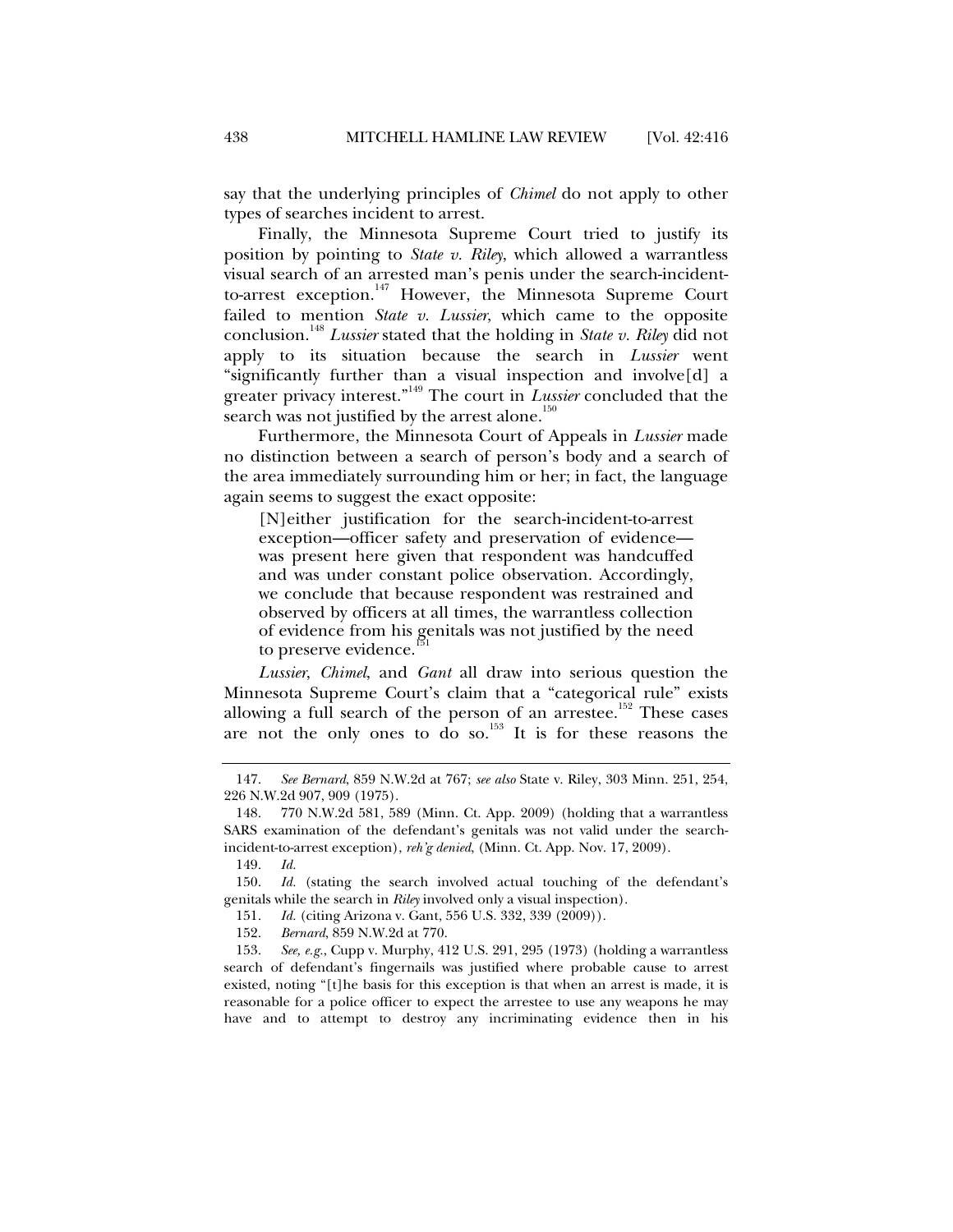say that the underlying principles of *Chimel* do not apply to other types of searches incident to arrest.

Finally, the Minnesota Supreme Court tried to justify its position by pointing to *State v. Riley*, which allowed a warrantless visual search of an arrested man's penis under the search-incident-to-arrest exception.[147] However, the Minnesota Supreme Court failed to mention *State v. Lussier*, which came to the opposite conclusion.[148] *Lussier* stated that the holding in *State v. Riley* did not apply to its situation because the search in *Lussier* went "significantly further than a visual inspection and involve[d] a greater privacy interest."[149] The court in *Lussier* concluded that the search was not justified by the arrest alone.[150]

Furthermore, the Minnesota Court of Appeals in *Lussier* made no distinction between a search of person's body and a search of the area immediately surrounding him or her; in fact, the language again seems to suggest the exact opposite:

> [N]either justification for the search-incident-to-arrest exception—officer safety and preservation of evidence—was present here given that respondent was handcuffed and was under constant police observation. Accordingly, we conclude that because respondent was restrained and observed by officers at all times, the warrantless collection of evidence from his genitals was not justified by the need to preserve evidence.[151]

*Lussier*, *Chimel*, and *Gant* all draw into serious question the Minnesota Supreme Court's claim that a "categorical rule" exists allowing a full search of the person of an arrestee.[152] These cases are not the only ones to do so.[153] It is for these reasons the

---

147. *See Bernard*, 859 N.W.2d at 767; *see also* State v. Riley, 303 Minn. 251, 254, 226 N.W.2d 907, 909 (1975).

148. 770 N.W.2d 581, 589 (Minn. Ct. App. 2009) (holding that a warrantless SARS examination of the defendant's genitals was not valid under the search-incident-to-arrest exception), *reh'g denied*, (Minn. Ct. App. Nov. 17, 2009).

149. *Id.*

150. *Id.* (stating the search involved actual touching of the defendant's genitals while the search in *Riley* involved only a visual inspection).

151. *Id.* (citing Arizona v. Gant, 556 U.S. 332, 339 (2009)).

152. *Bernard*, 859 N.W.2d at 770.

153. *See, e.g.*, Cupp v. Murphy, 412 U.S. 291, 295 (1973) (holding a warrantless search of defendant's fingernails was justified where probable cause to arrest existed, noting "[t]he basis for this exception is that when an arrest is made, it is reasonable for a police officer to expect the arrestee to use any weapons he may have and to attempt to destroy any incriminating evidence then in his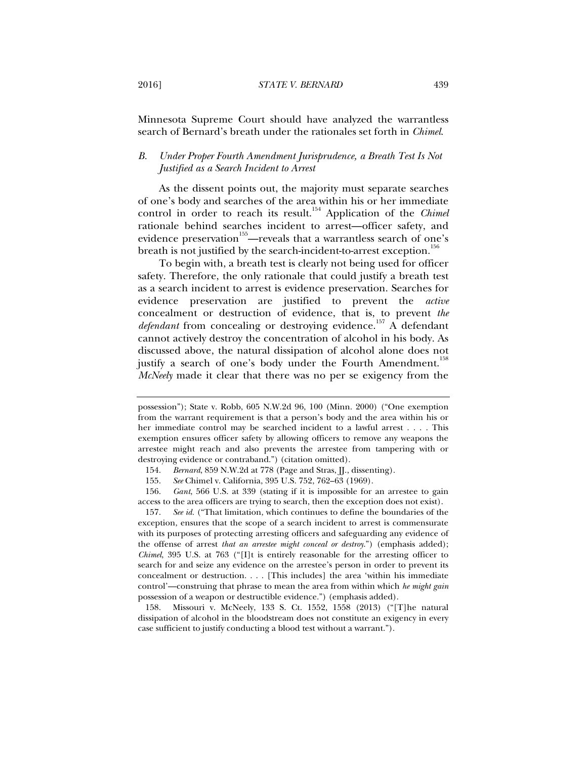Minnesota Supreme Court should have analyzed the warrantless search of Bernard's breath under the rationales set forth in *Chimel*.

### *B. Under Proper Fourth Amendment Jurisprudence, a Breath Test Is Not Justified as a Search Incident to Arrest*

As the dissent points out, the majority must separate searches of one's body and searches of the area within his or her immediate control in order to reach its result.[154] Application of the *Chimel* rationale behind searches incident to arrest—officer safety, and evidence preservation[155]—reveals that a warrantless search of one's breath is not justified by the search-incident-to-arrest exception.[156]

To begin with, a breath test is clearly not being used for officer safety. Therefore, the only rationale that could justify a breath test as a search incident to arrest is evidence preservation. Searches for evidence preservation are justified to prevent the *active* concealment or destruction of evidence, that is, to prevent *the defendant* from concealing or destroying evidence.[157] A defendant cannot actively destroy the concentration of alcohol in his body. As discussed above, the natural dissipation of alcohol alone does not justify a search of one's body under the Fourth Amendment.[158] *McNeely* made it clear that there was no per se exigency from the

---

possession"); State v. Robb, 605 N.W.2d 96, 100 (Minn. 2000) ("One exemption from the warrant requirement is that a person's body and the area within his or her immediate control may be searched incident to a lawful arrest . . . . This exemption ensures officer safety by allowing officers to remove any weapons the arrestee might reach and also prevents the arrestee from tampering with or destroying evidence or contraband.") (citation omitted).

154. *Bernard*, 859 N.W.2d at 778 (Page and Stras, JJ., dissenting).

155. *See* Chimel v. California, 395 U.S. 752, 762–63 (1969).

156. *Gant*, 566 U.S. at 339 (stating if it is impossible for an arrestee to gain access to the area officers are trying to search, then the exception does not exist).

157. *See id.* ("That limitation, which continues to define the boundaries of the exception, ensures that the scope of a search incident to arrest is commensurate with its purposes of protecting arresting officers and safeguarding any evidence of the offense of arrest *that an arrestee might conceal or destroy*.") (emphasis added); *Chimel*, 395 U.S. at 763 ("[I]t is entirely reasonable for the arresting officer to search for and seize any evidence on the arrestee's person in order to prevent its concealment or destruction. . . . [This includes] the area 'within his immediate control'—construing that phrase to mean the area from within which *he might gain* possession of a weapon or destructible evidence.") (emphasis added).

158. Missouri v. McNeely, 133 S. Ct. 1552, 1558 (2013) ("[T]he natural dissipation of alcohol in the bloodstream does not constitute an exigency in every case sufficient to justify conducting a blood test without a warrant.").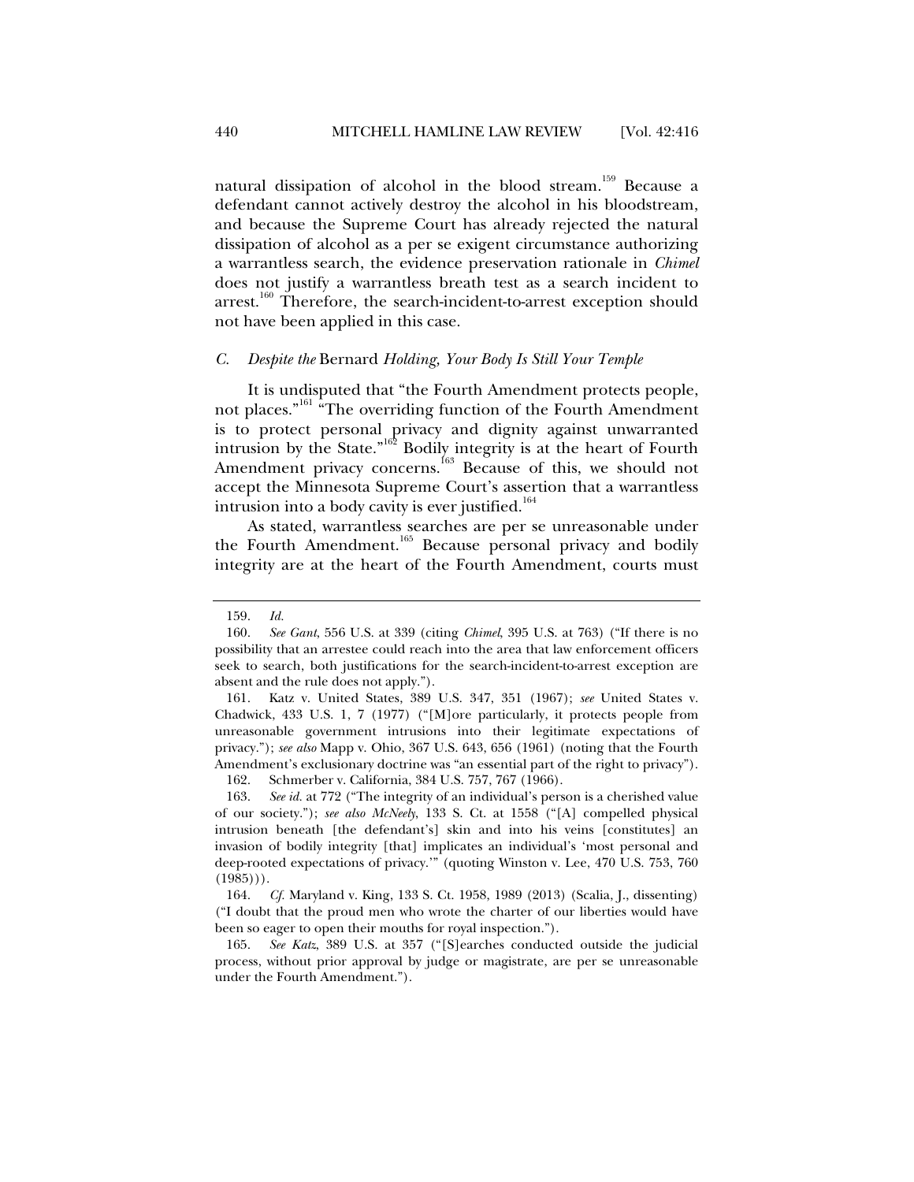natural dissipation of alcohol in the blood stream.[159] Because a defendant cannot actively destroy the alcohol in his bloodstream, and because the Supreme Court has already rejected the natural dissipation of alcohol as a per se exigent circumstance authorizing a warrantless search, the evidence preservation rationale in *Chimel* does not justify a warrantless breath test as a search incident to arrest.[160] Therefore, the search-incident-to-arrest exception should not have been applied in this case.

### *C. Despite the* Bernard *Holding, Your Body Is Still Your Temple*

It is undisputed that "the Fourth Amendment protects people, not places."[161] "The overriding function of the Fourth Amendment is to protect personal privacy and dignity against unwarranted intrusion by the State."[162] Bodily integrity is at the heart of Fourth Amendment privacy concerns.[163] Because of this, we should not accept the Minnesota Supreme Court's assertion that a warrantless intrusion into a body cavity is ever justified.[164]

As stated, warrantless searches are per se unreasonable under the Fourth Amendment.[165] Because personal privacy and bodily integrity are at the heart of the Fourth Amendment, courts must

---

159. *Id.*

160. *See Gant*, 556 U.S. at 339 (citing *Chimel*, 395 U.S. at 763) ("If there is no possibility that an arrestee could reach into the area that law enforcement officers seek to search, both justifications for the search-incident-to-arrest exception are absent and the rule does not apply.").

161. Katz v. United States, 389 U.S. 347, 351 (1967); *see* United States v. Chadwick, 433 U.S. 1, 7 (1977) ("[M]ore particularly, it protects people from unreasonable government intrusions into their legitimate expectations of privacy."); *see also* Mapp v. Ohio, 367 U.S. 643, 656 (1961) (noting that the Fourth Amendment's exclusionary doctrine was "an essential part of the right to privacy").

162. Schmerber v. California, 384 U.S. 757, 767 (1966).

163. *See id.* at 772 ("The integrity of an individual's person is a cherished value of our society."); *see also McNeely*, 133 S. Ct. at 1558 ("[A] compelled physical intrusion beneath [the defendant's] skin and into his veins [constitutes] an invasion of bodily integrity [that] implicates an individual's 'most personal and deep-rooted expectations of privacy.'" (quoting Winston v. Lee, 470 U.S. 753, 760 (1985))).

164. *Cf.* Maryland v. King, 133 S. Ct. 1958, 1989 (2013) (Scalia, J., dissenting) ("I doubt that the proud men who wrote the charter of our liberties would have been so eager to open their mouths for royal inspection.").

165. *See Katz*, 389 U.S. at 357 ("[S]earches conducted outside the judicial process, without prior approval by judge or magistrate, are per se unreasonable under the Fourth Amendment.").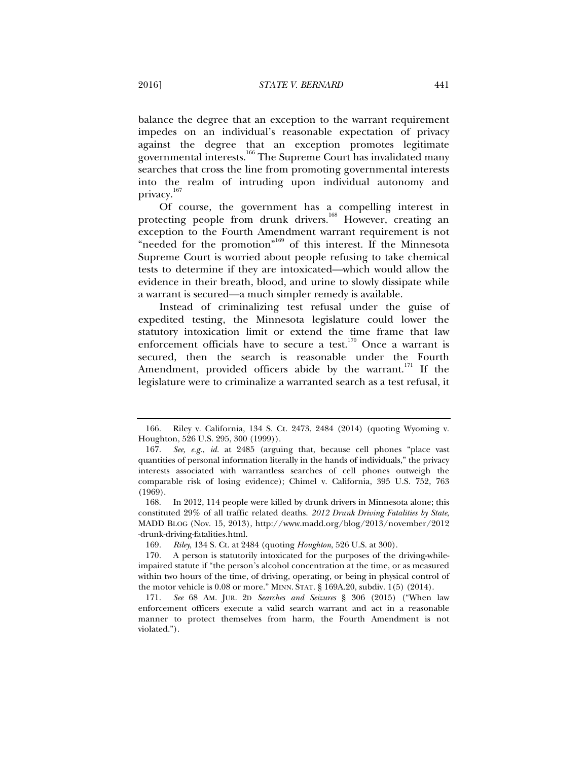balance the degree that an exception to the warrant requirement impedes on an individual's reasonable expectation of privacy against the degree that an exception promotes legitimate governmental interests.[166] The Supreme Court has invalidated many searches that cross the line from promoting governmental interests into the realm of intruding upon individual autonomy and privacy.[167]

Of course, the government has a compelling interest in protecting people from drunk drivers.[168] However, creating an exception to the Fourth Amendment warrant requirement is not "needed for the promotion"[169] of this interest. If the Minnesota Supreme Court is worried about people refusing to take chemical tests to determine if they are intoxicated—which would allow the evidence in their breath, blood, and urine to slowly dissipate while a warrant is secured—a much simpler remedy is available.

Instead of criminalizing test refusal under the guise of expedited testing, the Minnesota legislature could lower the statutory intoxication limit or extend the time frame that law enforcement officials have to secure a test.[170] Once a warrant is secured, then the search is reasonable under the Fourth Amendment, provided officers abide by the warrant.[171] If the legislature were to criminalize a warranted search as a test refusal, it

---

166. Riley v. California, 134 S. Ct. 2473, 2484 (2014) (quoting Wyoming v. Houghton, 526 U.S. 295, 300 (1999)).

167. *See, e.g.*, *id.* at 2485 (arguing that, because cell phones "place vast quantities of personal information literally in the hands of individuals," the privacy interests associated with warrantless searches of cell phones outweigh the comparable risk of losing evidence); Chimel v. California, 395 U.S. 752, 763 (1969).

168. In 2012, 114 people were killed by drunk drivers in Minnesota alone; this constituted 29% of all traffic related deaths. *2012 Drunk Driving Fatalities by State*, MADD BLOG (Nov. 15, 2013), http://www.madd.org/blog/2013/november/2012-drunk-driving-fatalities.html.

169. *Riley*, 134 S. Ct. at 2484 (quoting *Houghton*, 526 U.S. at 300).

170. A person is statutorily intoxicated for the purposes of the driving-while-impaired statute if "the person's alcohol concentration at the time, or as measured within two hours of the time, of driving, operating, or being in physical control of the motor vehicle is 0.08 or more." MINN. STAT. § 169A.20, subdiv. 1(5) (2014).

171. *See* 68 AM. JUR. 2D *Searches and Seizures* § 306 (2015) ("When law enforcement officers execute a valid search warrant and act in a reasonable manner to protect themselves from harm, the Fourth Amendment is not violated.").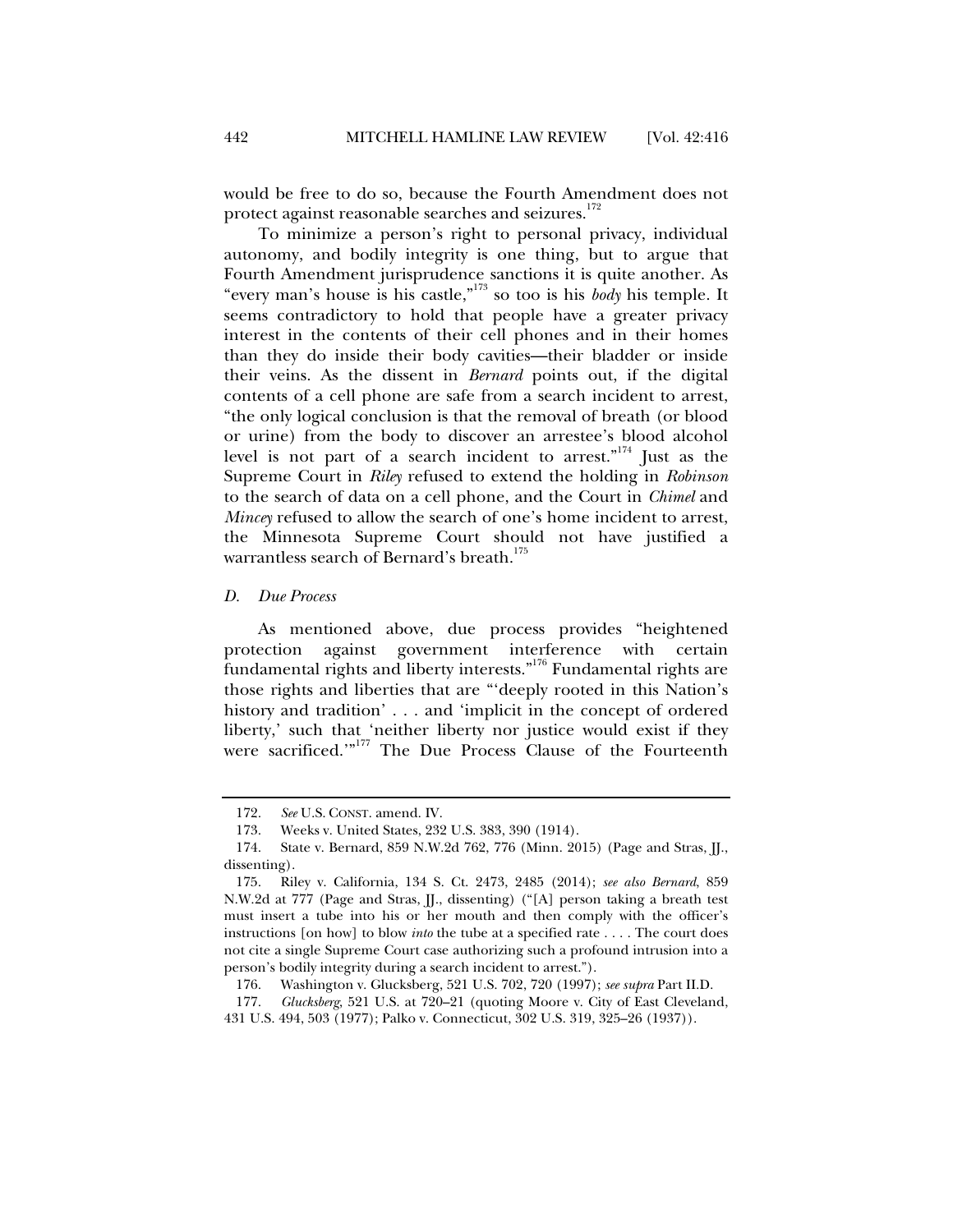would be free to do so, because the Fourth Amendment does not protect against reasonable searches and seizures.[172]

To minimize a person's right to personal privacy, individual autonomy, and bodily integrity is one thing, but to argue that Fourth Amendment jurisprudence sanctions it is quite another. As "every man's house is his castle,"[173] so too is his *body* his temple. It seems contradictory to hold that people have a greater privacy interest in the contents of their cell phones and in their homes than they do inside their body cavities—their bladder or inside their veins. As the dissent in *Bernard* points out, if the digital contents of a cell phone are safe from a search incident to arrest, "the only logical conclusion is that the removal of breath (or blood or urine) from the body to discover an arrestee's blood alcohol level is not part of a search incident to arrest."[174] Just as the Supreme Court in *Riley* refused to extend the holding in *Robinson* to the search of data on a cell phone, and the Court in *Chimel* and *Mincey* refused to allow the search of one's home incident to arrest, the Minnesota Supreme Court should not have justified a warrantless search of Bernard's breath.[175]

### *D. Due Process*

As mentioned above, due process provides "heightened protection against government interference with certain fundamental rights and liberty interests."[176] Fundamental rights are those rights and liberties that are "'deeply rooted in this Nation's history and tradition' . . . and 'implicit in the concept of ordered liberty,' such that 'neither liberty nor justice would exist if they were sacrificed.'"[177] The Due Process Clause of the Fourteenth

---

172. *See* U.S. CONST. amend. IV.

173. Weeks v. United States, 232 U.S. 383, 390 (1914).

174. State v. Bernard, 859 N.W.2d 762, 776 (Minn. 2015) (Page and Stras, JJ., dissenting).

175. Riley v. California, 134 S. Ct. 2473, 2485 (2014); *see also Bernard*, 859 N.W.2d at 777 (Page and Stras, JJ., dissenting) ("[A] person taking a breath test must insert a tube into his or her mouth and then comply with the officer's instructions [on how] to blow *into* the tube at a specified rate . . . . The court does not cite a single Supreme Court case authorizing such a profound intrusion into a person's bodily integrity during a search incident to arrest.").

176. Washington v. Glucksberg, 521 U.S. 702, 720 (1997); *see supra* Part II.D.

177. *Glucksberg*, 521 U.S. at 720–21 (quoting Moore v. City of East Cleveland, 431 U.S. 494, 503 (1977); Palko v. Connecticut, 302 U.S. 319, 325–26 (1937)).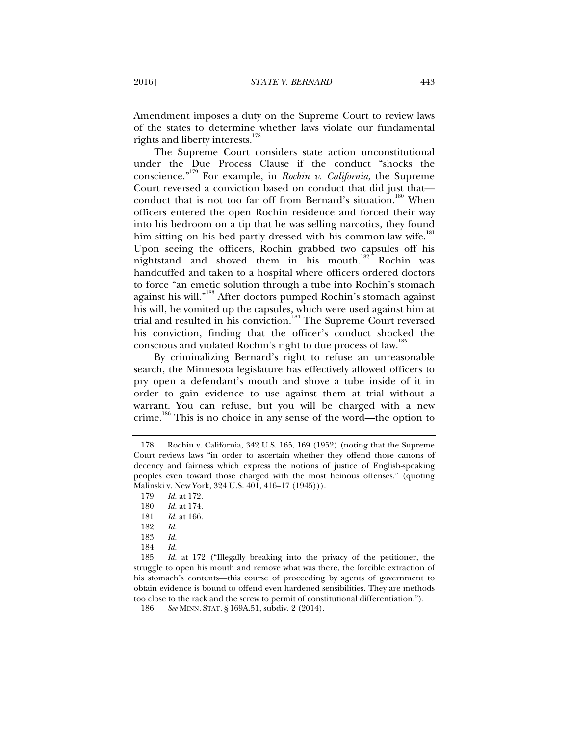Amendment imposes a duty on the Supreme Court to review laws of the states to determine whether laws violate our fundamental rights and liberty interests.[178]

The Supreme Court considers state action unconstitutional under the Due Process Clause if the conduct "shocks the conscience."[179] For example, in *Rochin v. California*, the Supreme Court reversed a conviction based on conduct that did just that—conduct that is not too far off from Bernard's situation.[180] When officers entered the open Rochin residence and forced their way into his bedroom on a tip that he was selling narcotics, they found him sitting on his bed partly dressed with his common-law wife.[181] Upon seeing the officers, Rochin grabbed two capsules off his nightstand and shoved them in his mouth.[182] Rochin was handcuffed and taken to a hospital where officers ordered doctors to force "an emetic solution through a tube into Rochin's stomach against his will."[183] After doctors pumped Rochin's stomach against his will, he vomited up the capsules, which were used against him at trial and resulted in his conviction.[184] The Supreme Court reversed his conviction, finding that the officer's conduct shocked the conscious and violated Rochin's right to due process of law.[185]

By criminalizing Bernard's right to refuse an unreasonable search, the Minnesota legislature has effectively allowed officers to pry open a defendant's mouth and shove a tube inside of it in order to gain evidence to use against them at trial without a warrant. You can refuse, but you will be charged with a new crime.[186] This is no choice in any sense of the word—the option to

---

178. Rochin v. California, 342 U.S. 165, 169 (1952) (noting that the Supreme Court reviews laws "in order to ascertain whether they offend those canons of decency and fairness which express the notions of justice of English-speaking peoples even toward those charged with the most heinous offenses." (quoting Malinski v. New York, 324 U.S. 401, 416–17 (1945))).

179. *Id.* at 172.

180. *Id.* at 174.

181. *Id.* at 166.

182. *Id.*

183. *Id.*

184. *Id.*

185. *Id.* at 172 ("Illegally breaking into the privacy of the petitioner, the struggle to open his mouth and remove what was there, the forcible extraction of his stomach's contents—this course of proceeding by agents of government to obtain evidence is bound to offend even hardened sensibilities. They are methods too close to the rack and the screw to permit of constitutional differentiation.").

186. *See* MINN. STAT. § 169A.51, subdiv. 2 (2014).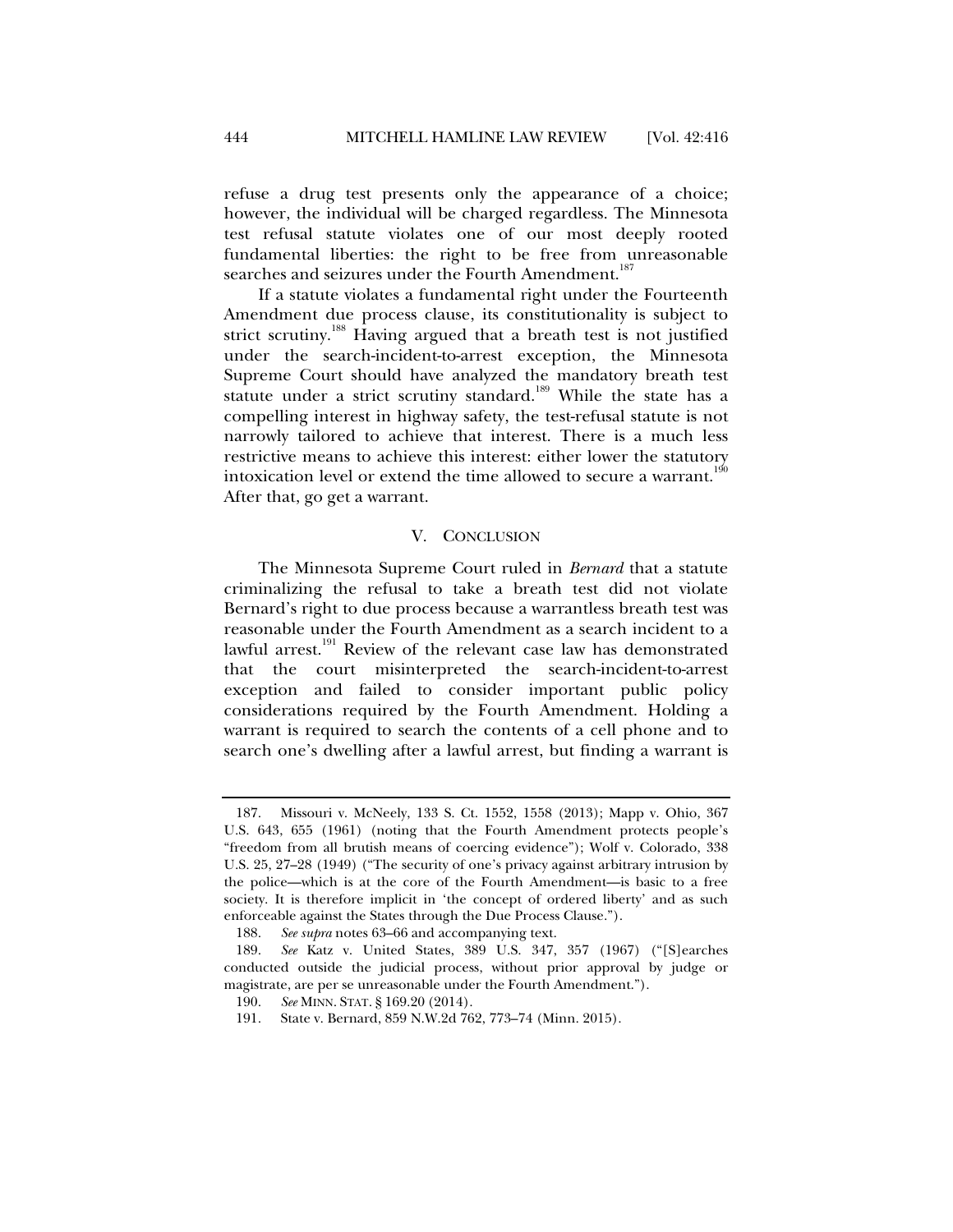refuse a drug test presents only the appearance of a choice; however, the individual will be charged regardless. The Minnesota test refusal statute violates one of our most deeply rooted fundamental liberties: the right to be free from unreasonable searches and seizures under the Fourth Amendment.[187]

If a statute violates a fundamental right under the Fourteenth Amendment due process clause, its constitutionality is subject to strict scrutiny.[188] Having argued that a breath test is not justified under the search-incident-to-arrest exception, the Minnesota Supreme Court should have analyzed the mandatory breath test statute under a strict scrutiny standard.[189] While the state has a compelling interest in highway safety, the test-refusal statute is not narrowly tailored to achieve that interest. There is a much less restrictive means to achieve this interest: either lower the statutory intoxication level or extend the time allowed to secure a warrant.[190] After that, go get a warrant.

## V. CONCLUSION

The Minnesota Supreme Court ruled in *Bernard* that a statute criminalizing the refusal to take a breath test did not violate Bernard's right to due process because a warrantless breath test was reasonable under the Fourth Amendment as a search incident to a lawful arrest.[191] Review of the relevant case law has demonstrated that the court misinterpreted the search-incident-to-arrest exception and failed to consider important public policy considerations required by the Fourth Amendment. Holding a warrant is required to search the contents of a cell phone and to search one's dwelling after a lawful arrest, but finding a warrant is

---

187. Missouri v. McNeely, 133 S. Ct. 1552, 1558 (2013); Mapp v. Ohio, 367 U.S. 643, 655 (1961) (noting that the Fourth Amendment protects people's "freedom from all brutish means of coercing evidence"); Wolf v. Colorado, 338 U.S. 25, 27–28 (1949) ("The security of one's privacy against arbitrary intrusion by the police—which is at the core of the Fourth Amendment—is basic to a free society. It is therefore implicit in 'the concept of ordered liberty' and as such enforceable against the States through the Due Process Clause.").

188. *See supra* notes 63–66 and accompanying text.

189. *See* Katz v. United States, 389 U.S. 347, 357 (1967) ("[S]earches conducted outside the judicial process, without prior approval by judge or magistrate, are per se unreasonable under the Fourth Amendment.").

190. *See* MINN. STAT. § 169.20 (2014).

191. State v. Bernard, 859 N.W.2d 762, 773–74 (Minn. 2015).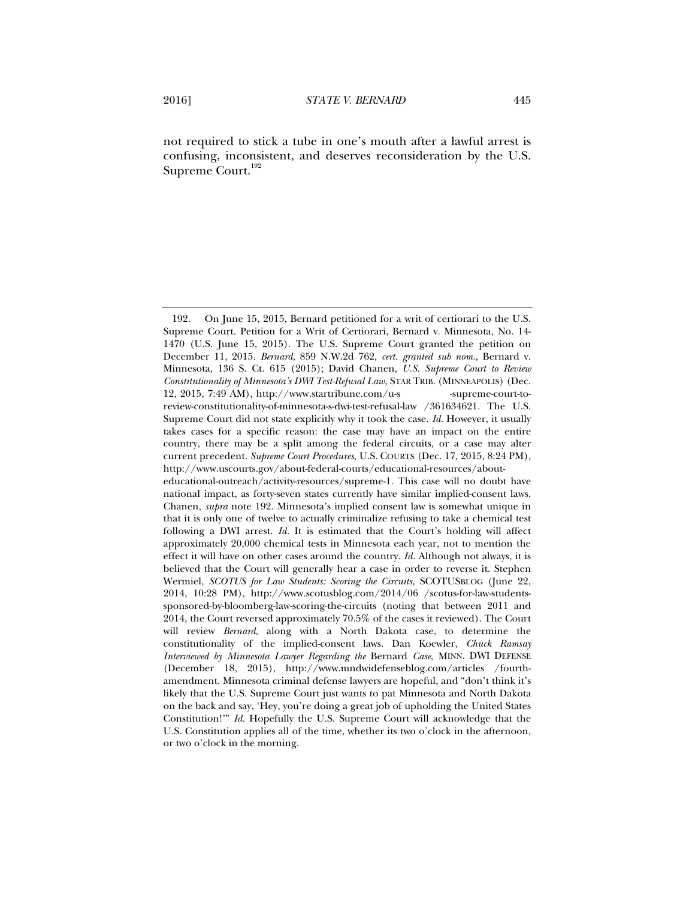not required to stick a tube in one's mouth after a lawful arrest is confusing, inconsistent, and deserves reconsideration by the U.S. Supreme Court.[192]

---

192. On June 15, 2015, Bernard petitioned for a writ of certiorari to the U.S. Supreme Court. Petition for a Writ of Certiorari, Bernard v. Minnesota, No. 14-1470 (U.S. June 15, 2015). The U.S. Supreme Court granted the petition on December 11, 2015. *Bernard*, 859 N.W.2d 762, *cert. granted sub nom.*, Bernard v. Minnesota, 136 S. Ct. 615 (2015); David Chanen, *U.S. Supreme Court to Review Constitutionality of Minnesota's DWI Test-Refusal Law*, STAR TRIB. (MINNEAPOLIS) (Dec. 12, 2015, 7:49 AM), http://www.startribune.com/u-s -supreme-court-to-review-constitutionality-of-minnesota-s-dwi-test-refusal-law /361634621. The U.S. Supreme Court did not state explicitly why it took the case. *Id.* However, it usually takes cases for a specific reason: the case may have an impact on the entire country, there may be a split among the federal circuits, or a case may alter current precedent. *Supreme Court Procedures*, U.S. COURTS (Dec. 17, 2015, 8:24 PM), http://www.uscourts.gov/about-federal-courts/educational-resources/about-educational-outreach/activity-resources/supreme-1. This case will no doubt have national impact, as forty-seven states currently have similar implied-consent laws. Chanen, *supra* note 192. Minnesota's implied consent law is somewhat unique in that it is only one of twelve to actually criminalize refusing to take a chemical test following a DWI arrest. *Id.* It is estimated that the Court's holding will affect approximately 20,000 chemical tests in Minnesota each year, not to mention the effect it will have on other cases around the country. *Id.* Although not always, it is believed that the Court will generally hear a case in order to reverse it. Stephen Wermiel, *SCOTUS for Law Students: Scoring the Circuits*, SCOTUSBLOG (June 22, 2014, 10:28 PM), http://www.scotusblog.com/2014/06 /scotus-for-law-students-sponsored-by-bloomberg-law-scoring-the-circuits (noting that between 2011 and 2014, the Court reversed approximately 70.5% of the cases it reviewed). The Court will review *Bernard*, along with a North Dakota case, to determine the constitutionality of the implied-consent laws. Dan Koewler, *Chuck Ramsay Interviewed by Minnesota Lawyer Regarding the* Bernard *Case*, MINN. DWI DEFENSE (December 18, 2015), http://www.mndwidefenseblog.com/articles /fourth-amendment. Minnesota criminal defense lawyers are hopeful, and "don't think it's likely that the U.S. Supreme Court just wants to pat Minnesota and North Dakota on the back and say, 'Hey, you're doing a great job of upholding the United States Constitution!'" *Id.* Hopefully the U.S. Supreme Court will acknowledge that the U.S. Constitution applies all of the time, whether its two o'clock in the afternoon, or two o'clock in the morning.